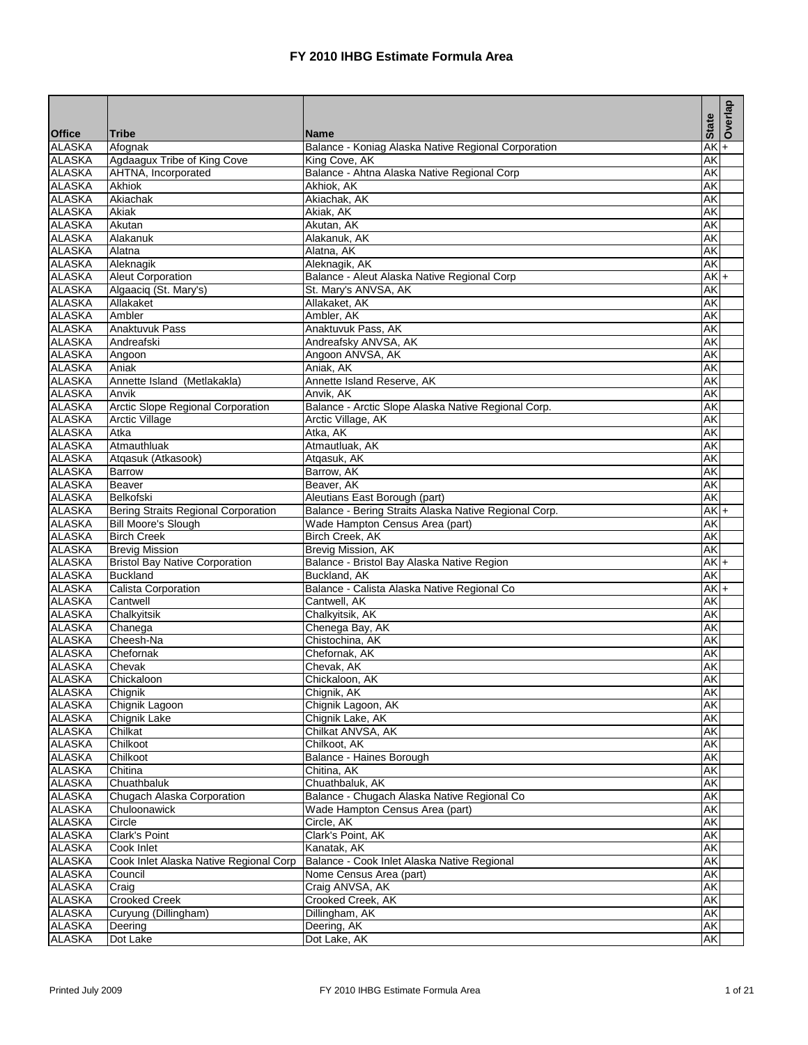# FY 2010 IHBG Estimate Formula Area

| Office | Tribe | Name | State | Overlap |
|---|---|---|---|---|
| ALASKA | Afognak | Balance - Koniag Alaska Native Regional Corporation | AK | + |
| ALASKA | Agdaagux Tribe of King Cove | King Cove, AK | AK | |
| ALASKA | AHTNA, Incorporated | Balance - Ahtna Alaska Native Regional Corp | AK | |
| ALASKA | Akhiok | Akhiok, AK | AK | |
| ALASKA | Akiachak | Akiachak, AK | AK | |
| ALASKA | Akiak | Akiak, AK | AK | |
| ALASKA | Akutan | Akutan, AK | AK | |
| ALASKA | Alakanuk | Alakanuk, AK | AK | |
| ALASKA | Alatna | Alatna, AK | AK | |
| ALASKA | Aleknagik | Aleknagik, AK | AK | |
| ALASKA | Aleut Corporation | Balance - Aleut Alaska Native Regional Corp | AK | + |
| ALASKA | Algaaciq (St. Mary's) | St. Mary's ANVSA, AK | AK | |
| ALASKA | Allakaket | Allakaket, AK | AK | |
| ALASKA | Ambler | Ambler, AK | AK | |
| ALASKA | Anaktuvuk Pass | Anaktuvuk Pass, AK | AK | |
| ALASKA | Andreafski | Andreafsky ANVSA, AK | AK | |
| ALASKA | Angoon | Angoon ANVSA, AK | AK | |
| ALASKA | Aniak | Aniak, AK | AK | |
| ALASKA | Annette Island (Metlakakla) | Annette Island Reserve, AK | AK | |
| ALASKA | Anvik | Anvik, AK | AK | |
| ALASKA | Arctic Slope Regional Corporation | Balance - Arctic Slope Alaska Native Regional Corp. | AK | |
| ALASKA | Arctic Village | Arctic Village, AK | AK | |
| ALASKA | Atka | Atka, AK | AK | |
| ALASKA | Atmauthluak | Atmautluak, AK | AK | |
| ALASKA | Atqasuk (Atkasook) | Atqasuk, AK | AK | |
| ALASKA | Barrow | Barrow, AK | AK | |
| ALASKA | Beaver | Beaver, AK | AK | |
| ALASKA | Belkofski | Aleutians East Borough (part) | AK | |
| ALASKA | Bering Straits Regional Corporation | Balance - Bering Straits Alaska Native Regional Corp. | AK | + |
| ALASKA | Bill Moore's Slough | Wade Hampton Census Area (part) | AK | |
| ALASKA | Birch Creek | Birch Creek, AK | AK | |
| ALASKA | Brevig Mission | Brevig Mission, AK | AK | |
| ALASKA | Bristol Bay Native Corporation | Balance - Bristol Bay Alaska Native Region | AK | + |
| ALASKA | Buckland | Buckland, AK | AK | |
| ALASKA | Calista Corporation | Balance - Calista Alaska Native Regional Co | AK | + |
| ALASKA | Cantwell | Cantwell, AK | AK | |
| ALASKA | Chalkyitsik | Chalkyitsik, AK | AK | |
| ALASKA | Chanega | Chenega Bay, AK | AK | |
| ALASKA | Cheesh-Na | Chistochina, AK | AK | |
| ALASKA | Chefornak | Chefornak, AK | AK | |
| ALASKA | Chevak | Chevak, AK | AK | |
| ALASKA | Chickaloon | Chickaloon, AK | AK | |
| ALASKA | Chignik | Chignik, AK | AK | |
| ALASKA | Chignik Lagoon | Chignik Lagoon, AK | AK | |
| ALASKA | Chignik Lake | Chignik Lake, AK | AK | |
| ALASKA | Chilkat | Chilkat ANVSA, AK | AK | |
| ALASKA | Chilkoot | Chilkoot, AK | AK | |
| ALASKA | Chilkoot | Balance - Haines Borough | AK | |
| ALASKA | Chitina | Chitina, AK | AK | |
| ALASKA | Chuathbaluk | Chuathbaluk, AK | AK | |
| ALASKA | Chugach Alaska Corporation | Balance - Chugach Alaska Native Regional Co | AK | |
| ALASKA | Chuloonawick | Wade Hampton Census Area (part) | AK | |
| ALASKA | Circle | Circle, AK | AK | |
| ALASKA | Clark's Point | Clark's Point, AK | AK | |
| ALASKA | Cook Inlet | Kanatak, AK | AK | |
| ALASKA | Cook Inlet Alaska Native Regional Corp | Balance - Cook Inlet Alaska Native Regional | AK | |
| ALASKA | Council | Nome Census Area (part) | AK | |
| ALASKA | Craig | Craig ANVSA, AK | AK | |
| ALASKA | Crooked Creek | Crooked Creek, AK | AK | |
| ALASKA | Curyung (Dillingham) | Dillingham, AK | AK | |
| ALASKA | Deering | Deering, AK | AK | |
| ALASKA | Dot Lake | Dot Lake, AK | AK | |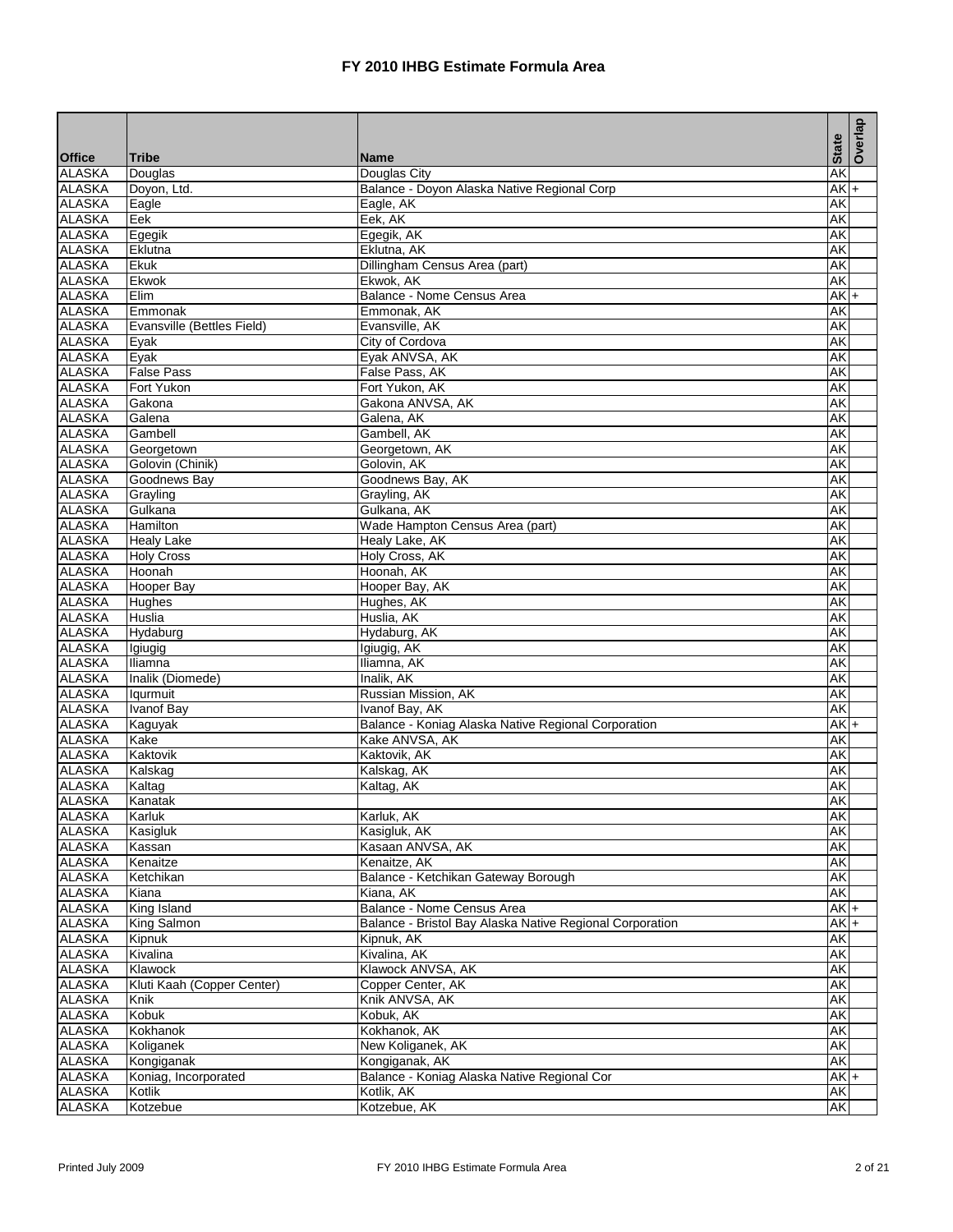# FY 2010 IHBG Estimate Formula Area

| Office | Tribe | Name | State | Overlap |
|---|---|---|---|---|
| ALASKA | Douglas | Douglas City | AK | |
| ALASKA | Doyon, Ltd. | Balance - Doyon Alaska Native Regional Corp | AK | + |
| ALASKA | Eagle | Eagle, AK | AK | |
| ALASKA | Eek | Eek, AK | AK | |
| ALASKA | Egegik | Egegik, AK | AK | |
| ALASKA | Eklutna | Eklutna, AK | AK | |
| ALASKA | Ekuk | Dillingham Census Area (part) | AK | |
| ALASKA | Ekwok | Ekwok, AK | AK | |
| ALASKA | Elim | Balance - Nome Census Area | AK | + |
| ALASKA | Emmonak | Emmonak, AK | AK | |
| ALASKA | Evansville (Bettles Field) | Evansville, AK | AK | |
| ALASKA | Eyak | City of Cordova | AK | |
| ALASKA | Eyak | Eyak ANVSA, AK | AK | |
| ALASKA | False Pass | False Pass, AK | AK | |
| ALASKA | Fort Yukon | Fort Yukon, AK | AK | |
| ALASKA | Gakona | Gakona ANVSA, AK | AK | |
| ALASKA | Galena | Galena, AK | AK | |
| ALASKA | Gambell | Gambell, AK | AK | |
| ALASKA | Georgetown | Georgetown, AK | AK | |
| ALASKA | Golovin (Chinik) | Golovin, AK | AK | |
| ALASKA | Goodnews Bay | Goodnews Bay, AK | AK | |
| ALASKA | Grayling | Grayling, AK | AK | |
| ALASKA | Gulkana | Gulkana, AK | AK | |
| ALASKA | Hamilton | Wade Hampton Census Area (part) | AK | |
| ALASKA | Healy Lake | Healy Lake, AK | AK | |
| ALASKA | Holy Cross | Holy Cross, AK | AK | |
| ALASKA | Hoonah | Hoonah, AK | AK | |
| ALASKA | Hooper Bay | Hooper Bay, AK | AK | |
| ALASKA | Hughes | Hughes, AK | AK | |
| ALASKA | Huslia | Huslia, AK | AK | |
| ALASKA | Hydaburg | Hydaburg, AK | AK | |
| ALASKA | Igiugig | Igiugig, AK | AK | |
| ALASKA | Iliamna | Iliamna, AK | AK | |
| ALASKA | Inalik (Diomede) | Inalik, AK | AK | |
| ALASKA | Iqurmuit | Russian Mission, AK | AK | |
| ALASKA | Ivanof Bay | Ivanof Bay, AK | AK | |
| ALASKA | Kaguyak | Balance - Koniag Alaska Native Regional Corporation | AK | + |
| ALASKA | Kake | Kake ANVSA, AK | AK | |
| ALASKA | Kaktovik | Kaktovik, AK | AK | |
| ALASKA | Kalskag | Kalskag, AK | AK | |
| ALASKA | Kaltag | Kaltag, AK | AK | |
| ALASKA | Kanatak | | AK | |
| ALASKA | Karluk | Karluk, AK | AK | |
| ALASKA | Kasigluk | Kasigluk, AK | AK | |
| ALASKA | Kassan | Kasaan ANVSA, AK | AK | |
| ALASKA | Kenaitze | Kenaitze, AK | AK | |
| ALASKA | Ketchikan | Balance - Ketchikan Gateway Borough | AK | |
| ALASKA | Kiana | Kiana, AK | AK | |
| ALASKA | King Island | Balance - Nome Census Area | AK | + |
| ALASKA | King Salmon | Balance - Bristol Bay Alaska Native Regional Corporation | AK | + |
| ALASKA | Kipnuk | Kipnuk, AK | AK | |
| ALASKA | Kivalina | Kivalina, AK | AK | |
| ALASKA | Klawock | Klawock ANVSA, AK | AK | |
| ALASKA | Kluti Kaah (Copper Center) | Copper Center, AK | AK | |
| ALASKA | Knik | Knik ANVSA, AK | AK | |
| ALASKA | Kobuk | Kobuk, AK | AK | |
| ALASKA | Kokhanok | Kokhanok, AK | AK | |
| ALASKA | Koliganek | New Koliganek, AK | AK | |
| ALASKA | Kongiganak | Kongiganak, AK | AK | |
| ALASKA | Koniag, Incorporated | Balance - Koniag Alaska Native Regional Cor | AK | + |
| ALASKA | Kotlik | Kotlik, AK | AK | |
| ALASKA | Kotzebue | Kotzebue, AK | AK | |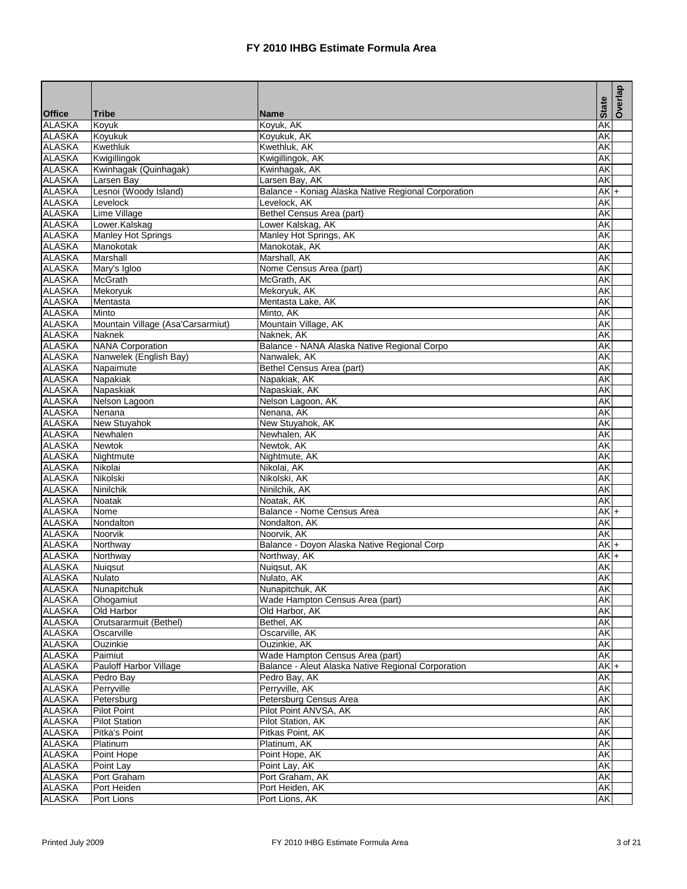# FY 2010 IHBG Estimate Formula Area

| Office | Tribe | Name | State | Overlap |
|---|---|---|---|---|
| ALASKA | Koyuk | Koyuk, AK | AK | |
| ALASKA | Koyukuk | Koyukuk, AK | AK | |
| ALASKA | Kwethluk | Kwethluk, AK | AK | |
| ALASKA | Kwigillingok | Kwigillingok, AK | AK | |
| ALASKA | Kwinhagak (Quinhagak) | Kwinhagak, AK | AK | |
| ALASKA | Larsen Bay | Larsen Bay, AK | AK | |
| ALASKA | Lesnoi (Woody Island) | Balance - Koniag Alaska Native Regional Corporation | AK | + |
| ALASKA | Levelock | Levelock, AK | AK | |
| ALASKA | Lime Village | Bethel Census Area (part) | AK | |
| ALASKA | Lower.Kalskag | Lower Kalskag, AK | AK | |
| ALASKA | Manley Hot Springs | Manley Hot Springs, AK | AK | |
| ALASKA | Manokotak | Manokotak, AK | AK | |
| ALASKA | Marshall | Marshall, AK | AK | |
| ALASKA | Mary's Igloo | Nome Census Area (part) | AK | |
| ALASKA | McGrath | McGrath, AK | AK | |
| ALASKA | Mekoryuk | Mekoryuk, AK | AK | |
| ALASKA | Mentasta | Mentasta Lake, AK | AK | |
| ALASKA | Minto | Minto, AK | AK | |
| ALASKA | Mountain Village (Asa'Carsarmiut) | Mountain Village, AK | AK | |
| ALASKA | Naknek | Naknek, AK | AK | |
| ALASKA | NANA Corporation | Balance - NANA Alaska Native Regional Corpo | AK | |
| ALASKA | Nanwelek (English Bay) | Nanwalek, AK | AK | |
| ALASKA | Napaimute | Bethel Census Area (part) | AK | |
| ALASKA | Napakiak | Napakiak, AK | AK | |
| ALASKA | Napaskiak | Napaskiak, AK | AK | |
| ALASKA | Nelson Lagoon | Nelson Lagoon, AK | AK | |
| ALASKA | Nenana | Nenana, AK | AK | |
| ALASKA | New Stuyahok | New Stuyahok, AK | AK | |
| ALASKA | Newhalen | Newhalen, AK | AK | |
| ALASKA | Newtok | Newtok, AK | AK | |
| ALASKA | Nightmute | Nightmute, AK | AK | |
| ALASKA | Nikolai | Nikolai, AK | AK | |
| ALASKA | Nikolski | Nikolski, AK | AK | |
| ALASKA | Ninilchik | Ninilchik, AK | AK | |
| ALASKA | Noatak | Noatak, AK | AK | |
| ALASKA | Nome | Balance - Nome Census Area | AK | + |
| ALASKA | Nondalton | Nondalton, AK | AK | |
| ALASKA | Noorvik | Noorvik, AK | AK | |
| ALASKA | Northway | Balance - Doyon Alaska Native Regional Corp | AK | + |
| ALASKA | Northway | Northway, AK | AK | + |
| ALASKA | Nuiqsut | Nuiqsut, AK | AK | |
| ALASKA | Nulato | Nulato, AK | AK | |
| ALASKA | Nunapitchuk | Nunapitchuk, AK | AK | |
| ALASKA | Ohogamiut | Wade Hampton Census Area (part) | AK | |
| ALASKA | Old Harbor | Old Harbor, AK | AK | |
| ALASKA | Orutsararmuit (Bethel) | Bethel, AK | AK | |
| ALASKA | Oscarville | Oscarville, AK | AK | |
| ALASKA | Ouzinkie | Ouzinkie, AK | AK | |
| ALASKA | Paimiut | Wade Hampton Census Area (part) | AK | |
| ALASKA | Pauloff Harbor Village | Balance - Aleut Alaska Native Regional Corporation | AK | + |
| ALASKA | Pedro Bay | Pedro Bay, AK | AK | |
| ALASKA | Perryville | Perryville, AK | AK | |
| ALASKA | Petersburg | Petersburg Census Area | AK | |
| ALASKA | Pilot Point | Pilot Point ANVSA, AK | AK | |
| ALASKA | Pilot Station | Pilot Station, AK | AK | |
| ALASKA | Pitka's Point | Pitkas Point, AK | AK | |
| ALASKA | Platinum | Platinum, AK | AK | |
| ALASKA | Point Hope | Point Hope, AK | AK | |
| ALASKA | Point Lay | Point Lay, AK | AK | |
| ALASKA | Port Graham | Port Graham, AK | AK | |
| ALASKA | Port Heiden | Port Heiden, AK | AK | |
| ALASKA | Port Lions | Port Lions, AK | AK | |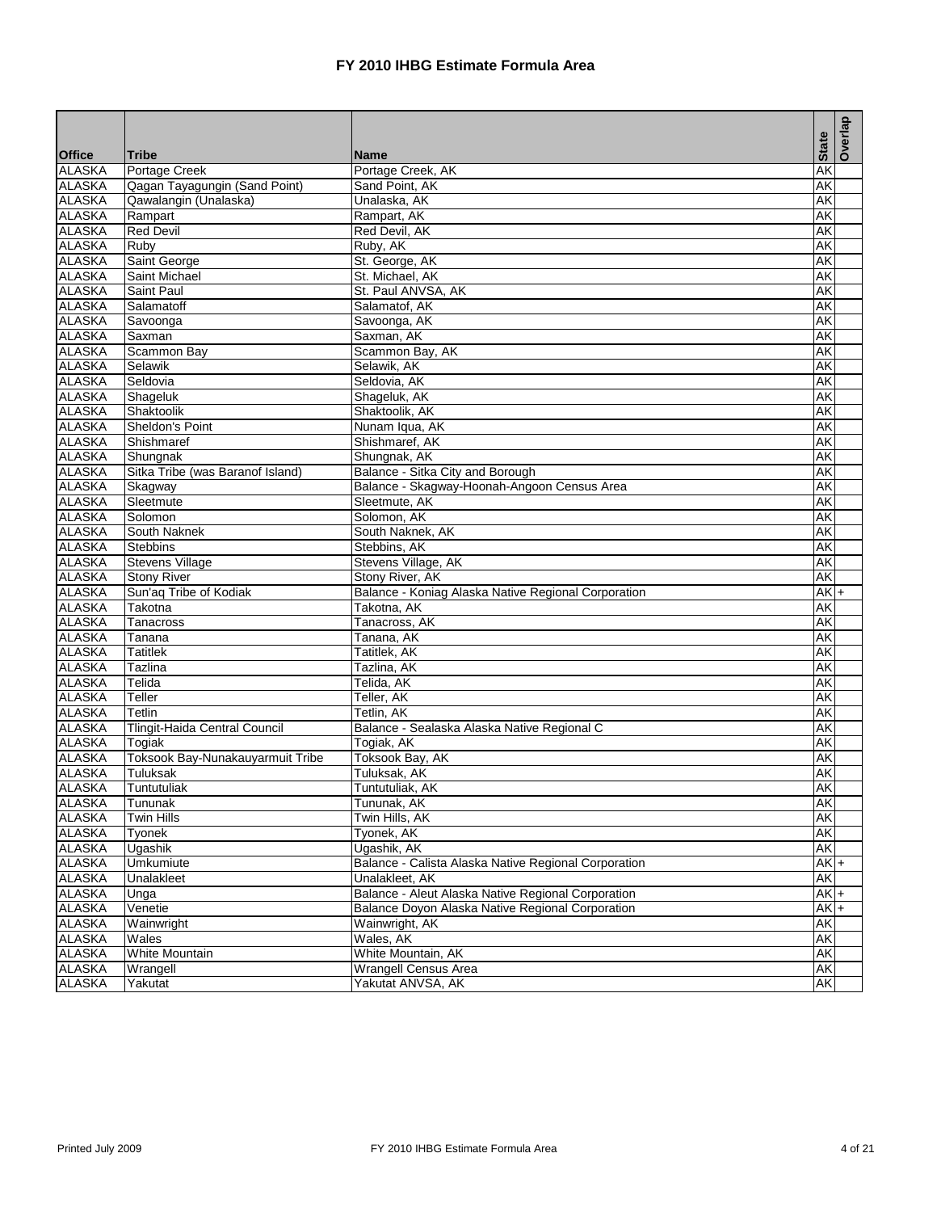# FY 2010 IHBG Estimate Formula Area

| Office | Tribe | Name | State | Overlap |
|---|---|---|---|---|
| ALASKA | Portage Creek | Portage Creek, AK | AK | |
| ALASKA | Qagan Tayagungin (Sand Point) | Sand Point, AK | AK | |
| ALASKA | Qawalangin (Unalaska) | Unalaska, AK | AK | |
| ALASKA | Rampart | Rampart, AK | AK | |
| ALASKA | Red Devil | Red Devil, AK | AK | |
| ALASKA | Ruby | Ruby, AK | AK | |
| ALASKA | Saint George | St. George, AK | AK | |
| ALASKA | Saint Michael | St. Michael, AK | AK | |
| ALASKA | Saint Paul | St. Paul ANVSA, AK | AK | |
| ALASKA | Salamatoff | Salamatof, AK | AK | |
| ALASKA | Savoonga | Savoonga, AK | AK | |
| ALASKA | Saxman | Saxman, AK | AK | |
| ALASKA | Scammon Bay | Scammon Bay, AK | AK | |
| ALASKA | Selawik | Selawik, AK | AK | |
| ALASKA | Seldovia | Seldovia, AK | AK | |
| ALASKA | Shageluk | Shageluk, AK | AK | |
| ALASKA | Shaktoolik | Shaktoolik, AK | AK | |
| ALASKA | Sheldon's Point | Nunam Iqua, AK | AK | |
| ALASKA | Shishmaref | Shishmaref, AK | AK | |
| ALASKA | Shungnak | Shungnak, AK | AK | |
| ALASKA | Sitka Tribe (was Baranof Island) | Balance - Sitka City and Borough | AK | |
| ALASKA | Skagway | Balance - Skagway-Hoonah-Angoon Census Area | AK | |
| ALASKA | Sleetmute | Sleetmute, AK | AK | |
| ALASKA | Solomon | Solomon, AK | AK | |
| ALASKA | South Naknek | South Naknek, AK | AK | |
| ALASKA | Stebbins | Stebbins, AK | AK | |
| ALASKA | Stevens Village | Stevens Village, AK | AK | |
| ALASKA | Stony River | Stony River, AK | AK | |
| ALASKA | Sun'aq Tribe of Kodiak | Balance - Koniag Alaska Native Regional Corporation | AK | + |
| ALASKA | Takotna | Takotna, AK | AK | |
| ALASKA | Tanacross | Tanacross, AK | AK | |
| ALASKA | Tanana | Tanana, AK | AK | |
| ALASKA | Tatitlek | Tatitlek, AK | AK | |
| ALASKA | Tazlina | Tazlina, AK | AK | |
| ALASKA | Telida | Telida, AK | AK | |
| ALASKA | Teller | Teller, AK | AK | |
| ALASKA | Tetlin | Tetlin, AK | AK | |
| ALASKA | Tlingit-Haida Central Council | Balance - Sealaska Alaska Native Regional C | AK | |
| ALASKA | Togiak | Togiak, AK | AK | |
| ALASKA | Toksook Bay-Nunakauyarmuit Tribe | Toksook Bay, AK | AK | |
| ALASKA | Tuluksak | Tuluksak, AK | AK | |
| ALASKA | Tuntutuliak | Tuntutuliak, AK | AK | |
| ALASKA | Tununak | Tununak, AK | AK | |
| ALASKA | Twin Hills | Twin Hills, AK | AK | |
| ALASKA | Tyonek | Tyonek, AK | AK | |
| ALASKA | Ugashik | Ugashik, AK | AK | |
| ALASKA | Umkumiute | Balance - Calista Alaska Native Regional Corporation | AK | + |
| ALASKA | Unalakleet | Unalakleet, AK | AK | |
| ALASKA | Unga | Balance - Aleut Alaska Native Regional Corporation | AK | + |
| ALASKA | Venetie | Balance Doyon Alaska Native Regional Corporation | AK | + |
| ALASKA | Wainwright | Wainwright, AK | AK | |
| ALASKA | Wales | Wales, AK | AK | |
| ALASKA | White Mountain | White Mountain, AK | AK | |
| ALASKA | Wrangell | Wrangell Census Area | AK | |
| ALASKA | Yakutat | Yakutat ANVSA, AK | AK | |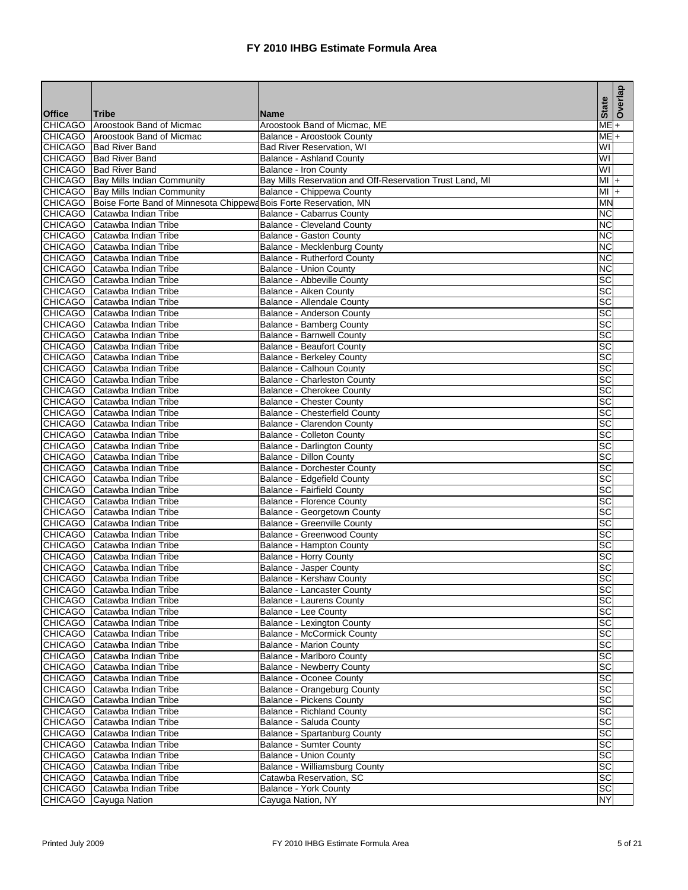# FY 2010 IHBG Estimate Formula Area

| Office | Tribe | Name | State | Overlap |
|---|---|---|---|---|
| CHICAGO | Aroostook Band of Micmac | Aroostook Band of Micmac, ME | ME | + |
| CHICAGO | Aroostook Band of Micmac | Balance - Aroostook County | ME | + |
| CHICAGO | Bad River Band | Bad River Reservation, WI | WI | |
| CHICAGO | Bad River Band | Balance - Ashland County | WI | |
| CHICAGO | Bad River Band | Balance - Iron County | WI | |
| CHICAGO | Bay Mills Indian Community | Bay Mills Reservation and Off-Reservation Trust Land, MI | MI | + |
| CHICAGO | Bay Mills Indian Community | Balance - Chippewa County | MI | + |
| CHICAGO | Boise Forte Band of Minnesota Chippewa | Bois Forte Reservation, MN | MN | |
| CHICAGO | Catawba Indian Tribe | Balance - Cabarrus County | NC | |
| CHICAGO | Catawba Indian Tribe | Balance - Cleveland County | NC | |
| CHICAGO | Catawba Indian Tribe | Balance - Gaston County | NC | |
| CHICAGO | Catawba Indian Tribe | Balance - Mecklenburg County | NC | |
| CHICAGO | Catawba Indian Tribe | Balance - Rutherford County | NC | |
| CHICAGO | Catawba Indian Tribe | Balance - Union County | NC | |
| CHICAGO | Catawba Indian Tribe | Balance - Abbeville County | SC | |
| CHICAGO | Catawba Indian Tribe | Balance - Aiken County | SC | |
| CHICAGO | Catawba Indian Tribe | Balance - Allendale County | SC | |
| CHICAGO | Catawba Indian Tribe | Balance - Anderson County | SC | |
| CHICAGO | Catawba Indian Tribe | Balance - Bamberg County | SC | |
| CHICAGO | Catawba Indian Tribe | Balance - Barnwell County | SC | |
| CHICAGO | Catawba Indian Tribe | Balance - Beaufort County | SC | |
| CHICAGO | Catawba Indian Tribe | Balance - Berkeley County | SC | |
| CHICAGO | Catawba Indian Tribe | Balance - Calhoun County | SC | |
| CHICAGO | Catawba Indian Tribe | Balance - Charleston County | SC | |
| CHICAGO | Catawba Indian Tribe | Balance - Cherokee County | SC | |
| CHICAGO | Catawba Indian Tribe | Balance - Chester County | SC | |
| CHICAGO | Catawba Indian Tribe | Balance - Chesterfield County | SC | |
| CHICAGO | Catawba Indian Tribe | Balance - Clarendon County | SC | |
| CHICAGO | Catawba Indian Tribe | Balance - Colleton County | SC | |
| CHICAGO | Catawba Indian Tribe | Balance - Darlington County | SC | |
| CHICAGO | Catawba Indian Tribe | Balance - Dillon County | SC | |
| CHICAGO | Catawba Indian Tribe | Balance - Dorchester County | SC | |
| CHICAGO | Catawba Indian Tribe | Balance - Edgefield County | SC | |
| CHICAGO | Catawba Indian Tribe | Balance - Fairfield County | SC | |
| CHICAGO | Catawba Indian Tribe | Balance - Florence County | SC | |
| CHICAGO | Catawba Indian Tribe | Balance - Georgetown County | SC | |
| CHICAGO | Catawba Indian Tribe | Balance - Greenville County | SC | |
| CHICAGO | Catawba Indian Tribe | Balance - Greenwood County | SC | |
| CHICAGO | Catawba Indian Tribe | Balance - Hampton County | SC | |
| CHICAGO | Catawba Indian Tribe | Balance - Horry County | SC | |
| CHICAGO | Catawba Indian Tribe | Balance - Jasper County | SC | |
| CHICAGO | Catawba Indian Tribe | Balance - Kershaw County | SC | |
| CHICAGO | Catawba Indian Tribe | Balance - Lancaster County | SC | |
| CHICAGO | Catawba Indian Tribe | Balance - Laurens County | SC | |
| CHICAGO | Catawba Indian Tribe | Balance - Lee County | SC | |
| CHICAGO | Catawba Indian Tribe | Balance - Lexington County | SC | |
| CHICAGO | Catawba Indian Tribe | Balance - McCormick County | SC | |
| CHICAGO | Catawba Indian Tribe | Balance - Marion County | SC | |
| CHICAGO | Catawba Indian Tribe | Balance - Marlboro County | SC | |
| CHICAGO | Catawba Indian Tribe | Balance - Newberry County | SC | |
| CHICAGO | Catawba Indian Tribe | Balance - Oconee County | SC | |
| CHICAGO | Catawba Indian Tribe | Balance - Orangeburg County | SC | |
| CHICAGO | Catawba Indian Tribe | Balance - Pickens County | SC | |
| CHICAGO | Catawba Indian Tribe | Balance - Richland County | SC | |
| CHICAGO | Catawba Indian Tribe | Balance - Saluda County | SC | |
| CHICAGO | Catawba Indian Tribe | Balance - Spartanburg County | SC | |
| CHICAGO | Catawba Indian Tribe | Balance - Sumter County | SC | |
| CHICAGO | Catawba Indian Tribe | Balance - Union County | SC | |
| CHICAGO | Catawba Indian Tribe | Balance - Williamsburg County | SC | |
| CHICAGO | Catawba Indian Tribe | Catawba Reservation, SC | SC | |
| CHICAGO | Catawba Indian Tribe | Balance - York County | SC | |
| CHICAGO | Cayuga Nation | Cayuga Nation, NY | NY | |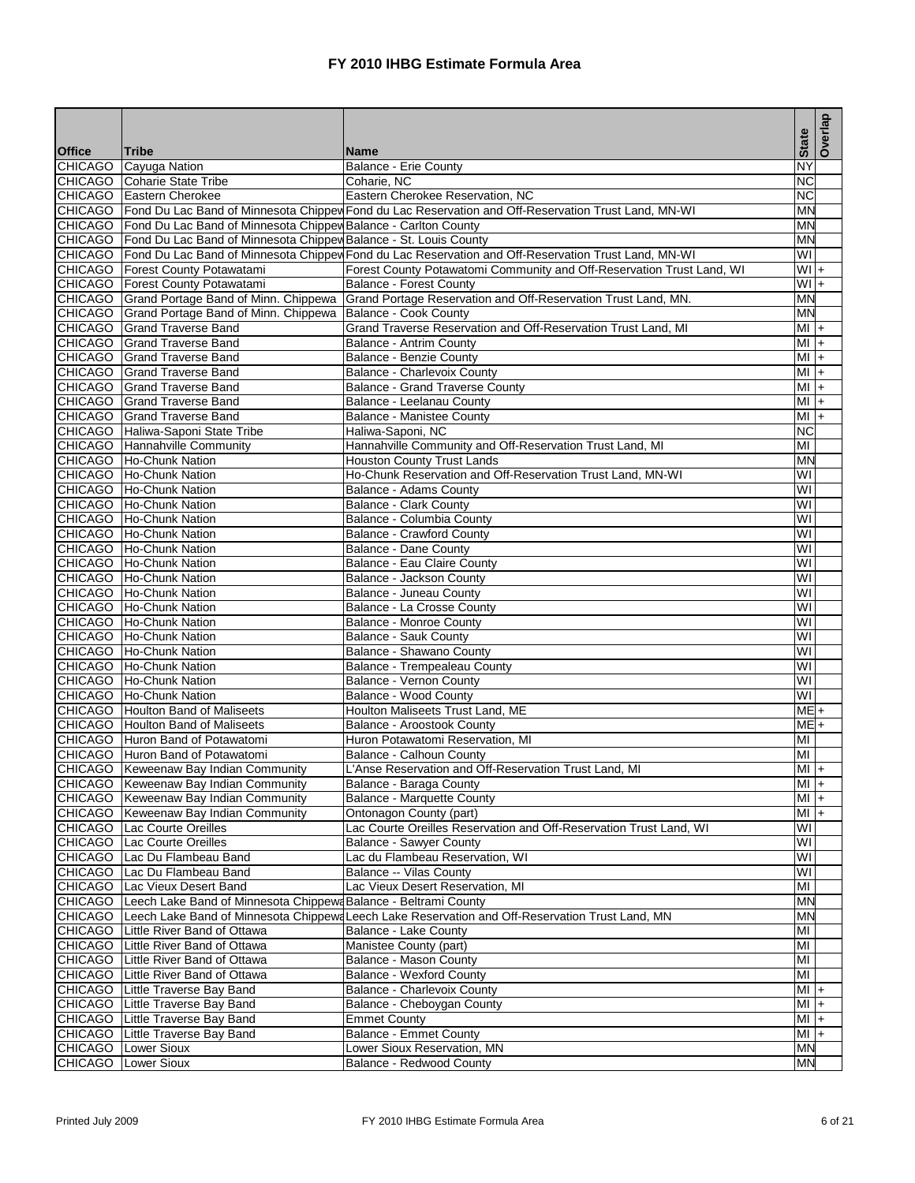# FY 2010 IHBG Estimate Formula Area

| Office | Tribe | Name | State | Overlap |
|---|---|---|---|---|
| CHICAGO | Cayuga Nation | Balance - Erie County | NY | |
| CHICAGO | Coharie State Tribe | Coharie, NC | NC | |
| CHICAGO | Eastern Cherokee | Eastern Cherokee Reservation, NC | NC | |
| CHICAGO | Fond Du Lac Band of Minnesota Chippew | Fond du Lac Reservation and Off-Reservation Trust Land, MN-WI | MN | |
| CHICAGO | Fond Du Lac Band of Minnesota Chippew | Balance - Carlton County | MN | |
| CHICAGO | Fond Du Lac Band of Minnesota Chippew | Balance - St. Louis County | MN | |
| CHICAGO | Fond Du Lac Band of Minnesota Chippew | Fond du Lac Reservation and Off-Reservation Trust Land, MN-WI | WI | |
| CHICAGO | Forest County Potawatami | Forest County Potawatomi Community and Off-Reservation Trust Land, WI | WI | + |
| CHICAGO | Forest County Potawatami | Balance - Forest County | WI | + |
| CHICAGO | Grand Portage Band of Minn. Chippewa | Grand Portage Reservation and Off-Reservation Trust Land, MN. | MN | |
| CHICAGO | Grand Portage Band of Minn. Chippewa | Balance - Cook County | MN | |
| CHICAGO | Grand Traverse Band | Grand Traverse Reservation and Off-Reservation Trust Land, MI | MI | + |
| CHICAGO | Grand Traverse Band | Balance - Antrim County | MI | + |
| CHICAGO | Grand Traverse Band | Balance - Benzie County | MI | + |
| CHICAGO | Grand Traverse Band | Balance - Charlevoix County | MI | + |
| CHICAGO | Grand Traverse Band | Balance - Grand Traverse County | MI | + |
| CHICAGO | Grand Traverse Band | Balance - Leelanau County | MI | + |
| CHICAGO | Grand Traverse Band | Balance - Manistee County | MI | + |
| CHICAGO | Haliwa-Saponi State Tribe | Haliwa-Saponi, NC | NC | |
| CHICAGO | Hannahville Community | Hannahville Community and Off-Reservation Trust Land, MI | MI | |
| CHICAGO | Ho-Chunk Nation | Houston County Trust Lands | MN | |
| CHICAGO | Ho-Chunk Nation | Ho-Chunk Reservation and Off-Reservation Trust Land, MN-WI | WI | |
| CHICAGO | Ho-Chunk Nation | Balance - Adams County | WI | |
| CHICAGO | Ho-Chunk Nation | Balance - Clark County | WI | |
| CHICAGO | Ho-Chunk Nation | Balance - Columbia County | WI | |
| CHICAGO | Ho-Chunk Nation | Balance - Crawford County | WI | |
| CHICAGO | Ho-Chunk Nation | Balance - Dane County | WI | |
| CHICAGO | Ho-Chunk Nation | Balance - Eau Claire County | WI | |
| CHICAGO | Ho-Chunk Nation | Balance - Jackson County | WI | |
| CHICAGO | Ho-Chunk Nation | Balance - Juneau County | WI | |
| CHICAGO | Ho-Chunk Nation | Balance - La Crosse County | WI | |
| CHICAGO | Ho-Chunk Nation | Balance - Monroe County | WI | |
| CHICAGO | Ho-Chunk Nation | Balance - Sauk County | WI | |
| CHICAGO | Ho-Chunk Nation | Balance - Shawano County | WI | |
| CHICAGO | Ho-Chunk Nation | Balance - Trempealeau County | WI | |
| CHICAGO | Ho-Chunk Nation | Balance - Vernon County | WI | |
| CHICAGO | Ho-Chunk Nation | Balance - Wood County | WI | |
| CHICAGO | Houlton Band of Maliseets | Houlton Maliseets Trust Land, ME | ME | + |
| CHICAGO | Houlton Band of Maliseets | Balance - Aroostook County | ME | + |
| CHICAGO | Huron Band of Potawatomi | Huron Potawatomi Reservation, MI | MI | |
| CHICAGO | Huron Band of Potawatomi | Balance - Calhoun County | MI | |
| CHICAGO | Keweenaw Bay Indian Community | L'Anse Reservation and Off-Reservation Trust Land, MI | MI | + |
| CHICAGO | Keweenaw Bay Indian Community | Balance - Baraga County | MI | + |
| CHICAGO | Keweenaw Bay Indian Community | Balance - Marquette County | MI | + |
| CHICAGO | Keweenaw Bay Indian Community | Ontonagon County (part) | MI | + |
| CHICAGO | Lac Courte Oreilles | Lac Courte Oreilles Reservation and Off-Reservation Trust Land, WI | WI | |
| CHICAGO | Lac Courte Oreilles | Balance - Sawyer County | WI | |
| CHICAGO | Lac Du Flambeau Band | Lac du Flambeau Reservation, WI | WI | |
| CHICAGO | Lac Du Flambeau Band | Balance -- Vilas County | WI | |
| CHICAGO | Lac Vieux Desert Band | Lac Vieux Desert Reservation, MI | MI | |
| CHICAGO | Leech Lake Band of Minnesota Chippewa | Balance - Beltrami County | MN | |
| CHICAGO | Leech Lake Band of Minnesota Chippewa | Leech Lake Reservation and Off-Reservation Trust Land, MN | MN | |
| CHICAGO | Little River Band of Ottawa | Balance - Lake County | MI | |
| CHICAGO | Little River Band of Ottawa | Manistee County (part) | MI | |
| CHICAGO | Little River Band of Ottawa | Balance - Mason County | MI | |
| CHICAGO | Little River Band of Ottawa | Balance - Wexford County | MI | |
| CHICAGO | Little Traverse Bay Band | Balance - Charlevoix County | MI | + |
| CHICAGO | Little Traverse Bay Band | Balance - Cheboygan County | MI | + |
| CHICAGO | Little Traverse Bay Band | Emmet County | MI | + |
| CHICAGO | Little Traverse Bay Band | Balance - Emmet County | MI | + |
| CHICAGO | Lower Sioux | Lower Sioux Reservation, MN | MN | |
| CHICAGO | Lower Sioux | Balance - Redwood County | MN | |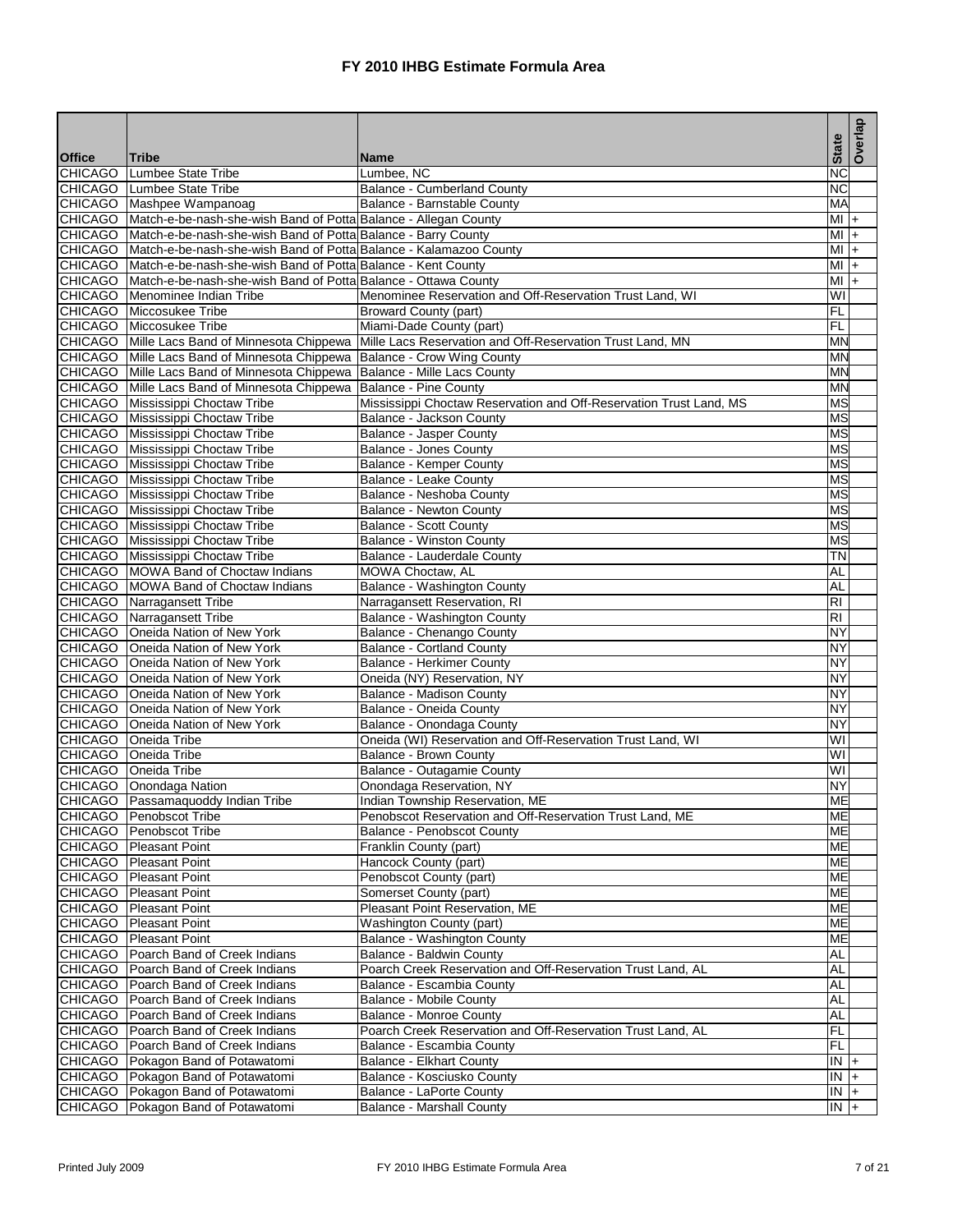# FY 2010 IHBG Estimate Formula Area

| Office | Tribe | Name | State | Overlap |
|---|---|---|---|---|
| CHICAGO | Lumbee State Tribe | Lumbee, NC | NC | |
| CHICAGO | Lumbee State Tribe | Balance - Cumberland County | NC | |
| CHICAGO | Mashpee Wampanoag | Balance - Barnstable County | MA | |
| CHICAGO | Match-e-be-nash-she-wish Band of Potta | Balance - Allegan County | MI | + |
| CHICAGO | Match-e-be-nash-she-wish Band of Potta | Balance - Barry County | MI | + |
| CHICAGO | Match-e-be-nash-she-wish Band of Potta | Balance - Kalamazoo County | MI | + |
| CHICAGO | Match-e-be-nash-she-wish Band of Potta | Balance - Kent County | MI | + |
| CHICAGO | Match-e-be-nash-she-wish Band of Potta | Balance - Ottawa County | MI | + |
| CHICAGO | Menominee Indian Tribe | Menominee Reservation and Off-Reservation Trust Land, WI | WI | |
| CHICAGO | Miccosukee Tribe | Broward County (part) | FL | |
| CHICAGO | Miccosukee Tribe | Miami-Dade County (part) | FL | |
| CHICAGO | Mille Lacs Band of Minnesota Chippewa | Mille Lacs Reservation and Off-Reservation Trust Land, MN | MN | |
| CHICAGO | Mille Lacs Band of Minnesota Chippewa | Balance - Crow Wing County | MN | |
| CHICAGO | Mille Lacs Band of Minnesota Chippewa | Balance - Mille Lacs County | MN | |
| CHICAGO | Mille Lacs Band of Minnesota Chippewa | Balance - Pine County | MN | |
| CHICAGO | Mississippi Choctaw Tribe | Mississippi Choctaw Reservation and Off-Reservation Trust Land, MS | MS | |
| CHICAGO | Mississippi Choctaw Tribe | Balance - Jackson County | MS | |
| CHICAGO | Mississippi Choctaw Tribe | Balance - Jasper County | MS | |
| CHICAGO | Mississippi Choctaw Tribe | Balance - Jones County | MS | |
| CHICAGO | Mississippi Choctaw Tribe | Balance - Kemper County | MS | |
| CHICAGO | Mississippi Choctaw Tribe | Balance - Leake County | MS | |
| CHICAGO | Mississippi Choctaw Tribe | Balance - Neshoba County | MS | |
| CHICAGO | Mississippi Choctaw Tribe | Balance - Newton County | MS | |
| CHICAGO | Mississippi Choctaw Tribe | Balance - Scott County | MS | |
| CHICAGO | Mississippi Choctaw Tribe | Balance - Winston County | MS | |
| CHICAGO | Mississippi Choctaw Tribe | Balance - Lauderdale County | TN | |
| CHICAGO | MOWA Band of Choctaw Indians | MOWA Choctaw, AL | AL | |
| CHICAGO | MOWA Band of Choctaw Indians | Balance - Washington County | AL | |
| CHICAGO | Narragansett Tribe | Narragansett Reservation, RI | RI | |
| CHICAGO | Narragansett Tribe | Balance - Washington County | RI | |
| CHICAGO | Oneida Nation of New York | Balance - Chenango County | NY | |
| CHICAGO | Oneida Nation of New York | Balance - Cortland County | NY | |
| CHICAGO | Oneida Nation of New York | Balance - Herkimer County | NY | |
| CHICAGO | Oneida Nation of New York | Oneida (NY) Reservation, NY | NY | |
| CHICAGO | Oneida Nation of New York | Balance - Madison County | NY | |
| CHICAGO | Oneida Nation of New York | Balance - Oneida County | NY | |
| CHICAGO | Oneida Nation of New York | Balance - Onondaga County | NY | |
| CHICAGO | Oneida Tribe | Oneida (WI) Reservation and Off-Reservation Trust Land, WI | WI | |
| CHICAGO | Oneida Tribe | Balance - Brown County | WI | |
| CHICAGO | Oneida Tribe | Balance - Outagamie County | WI | |
| CHICAGO | Onondaga Nation | Onondaga Reservation, NY | NY | |
| CHICAGO | Passamaquoddy Indian Tribe | Indian Township Reservation, ME | ME | |
| CHICAGO | Penobscot Tribe | Penobscot Reservation and Off-Reservation Trust Land, ME | ME | |
| CHICAGO | Penobscot Tribe | Balance - Penobscot County | ME | |
| CHICAGO | Pleasant Point | Franklin County (part) | ME | |
| CHICAGO | Pleasant Point | Hancock County (part) | ME | |
| CHICAGO | Pleasant Point | Penobscot County (part) | ME | |
| CHICAGO | Pleasant Point | Somerset County (part) | ME | |
| CHICAGO | Pleasant Point | Pleasant Point Reservation, ME | ME | |
| CHICAGO | Pleasant Point | Washington County (part) | ME | |
| CHICAGO | Pleasant Point | Balance - Washington County | ME | |
| CHICAGO | Poarch Band of Creek Indians | Balance - Baldwin County | AL | |
| CHICAGO | Poarch Band of Creek Indians | Poarch Creek Reservation and Off-Reservation Trust Land, AL | AL | |
| CHICAGO | Poarch Band of Creek Indians | Balance - Escambia County | AL | |
| CHICAGO | Poarch Band of Creek Indians | Balance - Mobile County | AL | |
| CHICAGO | Poarch Band of Creek Indians | Balance - Monroe County | AL | |
| CHICAGO | Poarch Band of Creek Indians | Poarch Creek Reservation and Off-Reservation Trust Land, AL | FL | |
| CHICAGO | Poarch Band of Creek Indians | Balance - Escambia County | FL | |
| CHICAGO | Pokagon Band of Potawatomi | Balance - Elkhart County | IN | + |
| CHICAGO | Pokagon Band of Potawatomi | Balance - Kosciusko County | IN | + |
| CHICAGO | Pokagon Band of Potawatomi | Balance - LaPorte County | IN | + |
| CHICAGO | Pokagon Band of Potawatomi | Balance - Marshall County | IN | + |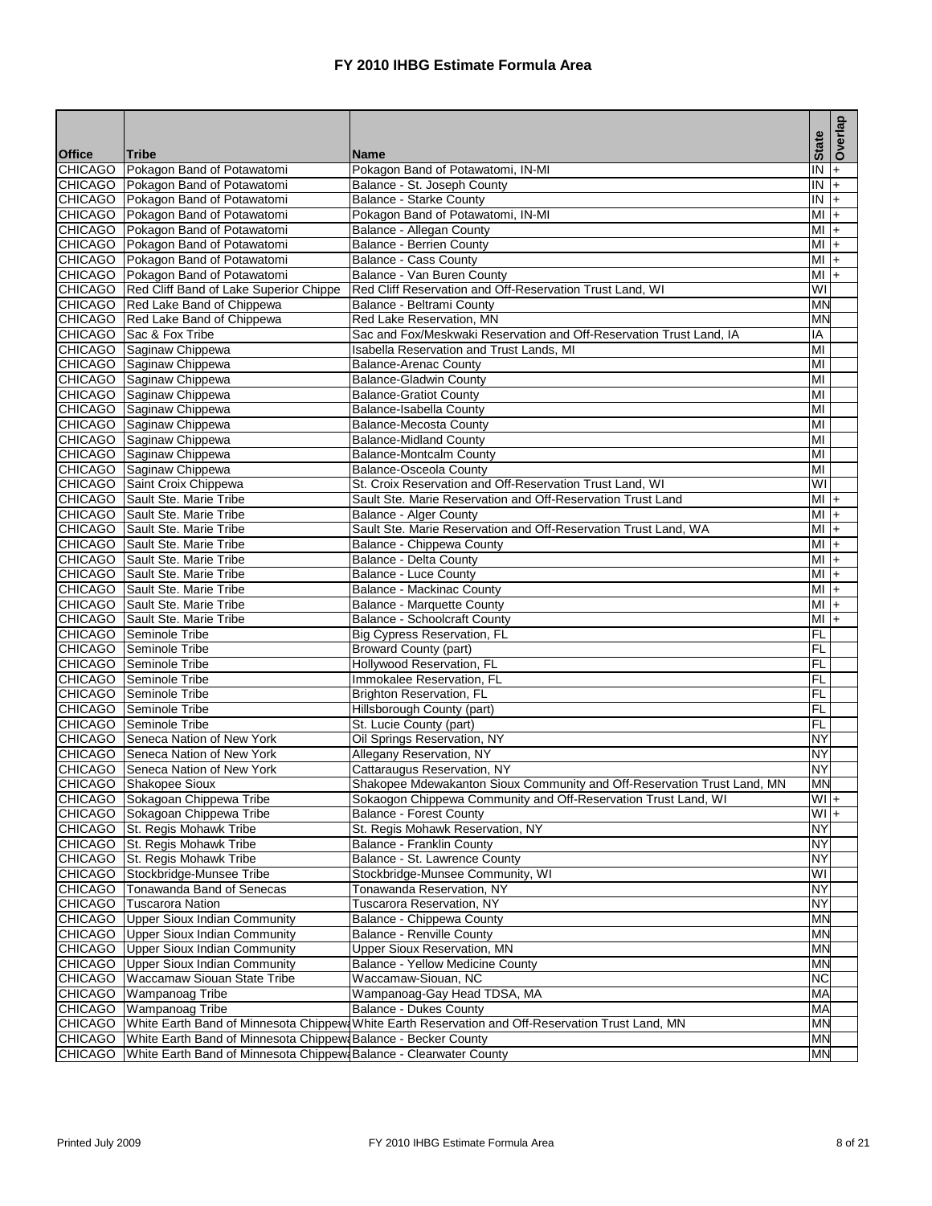# FY 2010 IHBG Estimate Formula Area

| Office | Tribe | Name | State | Overlap |
|---|---|---|---|---|
| CHICAGO | Pokagon Band of Potawatomi | Pokagon Band of Potawatomi, IN-MI | IN | + |
| CHICAGO | Pokagon Band of Potawatomi | Balance - St. Joseph County | IN | + |
| CHICAGO | Pokagon Band of Potawatomi | Balance - Starke County | IN | + |
| CHICAGO | Pokagon Band of Potawatomi | Pokagon Band of Potawatomi, IN-MI | MI | + |
| CHICAGO | Pokagon Band of Potawatomi | Balance - Allegan County | MI | + |
| CHICAGO | Pokagon Band of Potawatomi | Balance - Berrien County | MI | + |
| CHICAGO | Pokagon Band of Potawatomi | Balance - Cass County | MI | + |
| CHICAGO | Pokagon Band of Potawatomi | Balance - Van Buren County | MI | + |
| CHICAGO | Red Cliff Band of Lake Superior Chippe | Red Cliff Reservation and Off-Reservation Trust Land, WI | WI | |
| CHICAGO | Red Lake Band of Chippewa | Balance - Beltrami County | MN | |
| CHICAGO | Red Lake Band of Chippewa | Red Lake Reservation, MN | MN | |
| CHICAGO | Sac & Fox Tribe | Sac and Fox/Meskwaki Reservation and Off-Reservation Trust Land, IA | IA | |
| CHICAGO | Saginaw Chippewa | Isabella Reservation and Trust Lands, MI | MI | |
| CHICAGO | Saginaw Chippewa | Balance-Arenac County | MI | |
| CHICAGO | Saginaw Chippewa | Balance-Gladwin County | MI | |
| CHICAGO | Saginaw Chippewa | Balance-Gratiot County | MI | |
| CHICAGO | Saginaw Chippewa | Balance-Isabella County | MI | |
| CHICAGO | Saginaw Chippewa | Balance-Mecosta County | MI | |
| CHICAGO | Saginaw Chippewa | Balance-Midland County | MI | |
| CHICAGO | Saginaw Chippewa | Balance-Montcalm County | MI | |
| CHICAGO | Saginaw Chippewa | Balance-Osceola County | MI | |
| CHICAGO | Saint Croix Chippewa | St. Croix Reservation and Off-Reservation Trust Land, WI | WI | |
| CHICAGO | Sault Ste. Marie Tribe | Sault Ste. Marie Reservation and Off-Reservation Trust Land | MI | + |
| CHICAGO | Sault Ste. Marie Tribe | Balance - Alger County | MI | + |
| CHICAGO | Sault Ste. Marie Tribe | Sault Ste. Marie Reservation and Off-Reservation Trust Land, WA | MI | + |
| CHICAGO | Sault Ste. Marie Tribe | Balance - Chippewa County | MI | + |
| CHICAGO | Sault Ste. Marie Tribe | Balance - Delta County | MI | + |
| CHICAGO | Sault Ste. Marie Tribe | Balance - Luce County | MI | + |
| CHICAGO | Sault Ste. Marie Tribe | Balance - Mackinac County | MI | + |
| CHICAGO | Sault Ste. Marie Tribe | Balance - Marquette County | MI | + |
| CHICAGO | Sault Ste. Marie Tribe | Balance - Schoolcraft County | MI | + |
| CHICAGO | Seminole Tribe | Big Cypress Reservation, FL | FL | |
| CHICAGO | Seminole Tribe | Broward County (part) | FL | |
| CHICAGO | Seminole Tribe | Hollywood Reservation, FL | FL | |
| CHICAGO | Seminole Tribe | Immokalee Reservation, FL | FL | |
| CHICAGO | Seminole Tribe | Brighton Reservation, FL | FL | |
| CHICAGO | Seminole Tribe | Hillsborough County (part) | FL | |
| CHICAGO | Seminole Tribe | St. Lucie County (part) | FL | |
| CHICAGO | Seneca Nation of New York | Oil Springs Reservation, NY | NY | |
| CHICAGO | Seneca Nation of New York | Allegany Reservation, NY | NY | |
| CHICAGO | Seneca Nation of New York | Cattaraugus Reservation, NY | NY | |
| CHICAGO | Shakopee Sioux | Shakopee Mdewakanton Sioux Community and Off-Reservation Trust Land, MN | MN | |
| CHICAGO | Sokagoan Chippewa Tribe | Sokaogon Chippewa Community and Off-Reservation Trust Land, WI | WI | + |
| CHICAGO | Sokagoan Chippewa Tribe | Balance - Forest County | WI | + |
| CHICAGO | St. Regis Mohawk Tribe | St. Regis Mohawk Reservation, NY | NY | |
| CHICAGO | St. Regis Mohawk Tribe | Balance - Franklin County | NY | |
| CHICAGO | St. Regis Mohawk Tribe | Balance - St. Lawrence County | NY | |
| CHICAGO | Stockbridge-Munsee Tribe | Stockbridge-Munsee Community, WI | WI | |
| CHICAGO | Tonawanda Band of Senecas | Tonawanda Reservation, NY | NY | |
| CHICAGO | Tuscarora Nation | Tuscarora Reservation, NY | NY | |
| CHICAGO | Upper Sioux Indian Community | Balance - Chippewa County | MN | |
| CHICAGO | Upper Sioux Indian Community | Balance - Renville County | MN | |
| CHICAGO | Upper Sioux Indian Community | Upper Sioux Reservation, MN | MN | |
| CHICAGO | Upper Sioux Indian Community | Balance - Yellow Medicine County | MN | |
| CHICAGO | Waccamaw Siouan State Tribe | Waccamaw-Siouan, NC | NC | |
| CHICAGO | Wampanoag Tribe | Wampanoag-Gay Head TDSA, MA | MA | |
| CHICAGO | Wampanoag Tribe | Balance - Dukes County | MA | |
| CHICAGO | White Earth Band of Minnesota Chippewa | White Earth Reservation and Off-Reservation Trust Land, MN | MN | |
| CHICAGO | White Earth Band of Minnesota Chippewa | Balance - Becker County | MN | |
| CHICAGO | White Earth Band of Minnesota Chippewa | Balance - Clearwater County | MN | |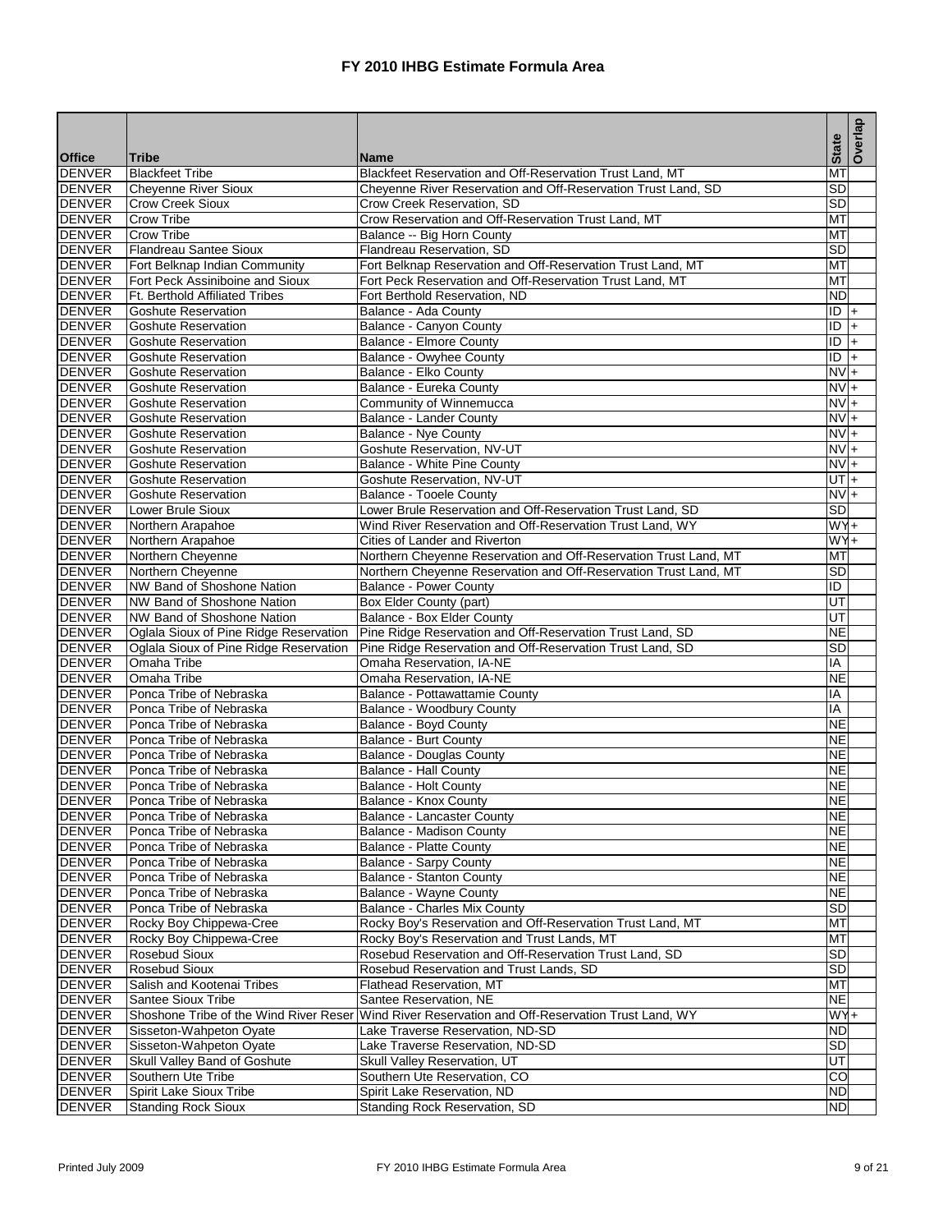# FY 2010 IHBG Estimate Formula Area

| Office | Tribe | Name | State | Overlap |
|---|---|---|---|---|
| DENVER | Blackfeet Tribe | Blackfeet Reservation and Off-Reservation Trust Land, MT | MT | |
| DENVER | Cheyenne River Sioux | Cheyenne River Reservation and Off-Reservation Trust Land, SD | SD | |
| DENVER | Crow Creek Sioux | Crow Creek Reservation, SD | SD | |
| DENVER | Crow Tribe | Crow Reservation and Off-Reservation Trust Land, MT | MT | |
| DENVER | Crow Tribe | Balance -- Big Horn County | MT | |
| DENVER | Flandreau Santee Sioux | Flandreau Reservation, SD | SD | |
| DENVER | Fort Belknap Indian Community | Fort Belknap Reservation and Off-Reservation Trust Land, MT | MT | |
| DENVER | Fort Peck Assiniboine and Sioux | Fort Peck Reservation and Off-Reservation Trust Land, MT | MT | |
| DENVER | Ft. Berthold Affiliated Tribes | Fort Berthold Reservation, ND | ND | |
| DENVER | Goshute Reservation | Balance - Ada County | ID | + |
| DENVER | Goshute Reservation | Balance - Canyon County | ID | + |
| DENVER | Goshute Reservation | Balance - Elmore County | ID | + |
| DENVER | Goshute Reservation | Balance - Owyhee County | ID | + |
| DENVER | Goshute Reservation | Balance - Elko County | NV | + |
| DENVER | Goshute Reservation | Balance - Eureka County | NV | + |
| DENVER | Goshute Reservation | Community of Winnemucca | NV | + |
| DENVER | Goshute Reservation | Balance - Lander County | NV | + |
| DENVER | Goshute Reservation | Balance - Nye County | NV | + |
| DENVER | Goshute Reservation | Goshute Reservation, NV-UT | NV | + |
| DENVER | Goshute Reservation | Balance - White Pine County | NV | + |
| DENVER | Goshute Reservation | Goshute Reservation, NV-UT | UT | + |
| DENVER | Goshute Reservation | Balance - Tooele County | NV | + |
| DENVER | Lower Brule Sioux | Lower Brule Reservation and Off-Reservation Trust Land, SD | SD | |
| DENVER | Northern Arapahoe | Wind River Reservation and Off-Reservation Trust Land, WY | WY | + |
| DENVER | Northern Arapahoe | Cities of Lander and Riverton | WY | + |
| DENVER | Northern Cheyenne | Northern Cheyenne Reservation and Off-Reservation Trust Land, MT | MT | |
| DENVER | Northern Cheyenne | Northern Cheyenne Reservation and Off-Reservation Trust Land, MT | SD | |
| DENVER | NW Band of Shoshone Nation | Balance - Power County | ID | |
| DENVER | NW Band of Shoshone Nation | Box Elder County (part) | UT | |
| DENVER | NW Band of Shoshone Nation | Balance - Box Elder County | UT | |
| DENVER | Oglala Sioux of Pine Ridge Reservation | Pine Ridge Reservation and Off-Reservation Trust Land, SD | NE | |
| DENVER | Oglala Sioux of Pine Ridge Reservation | Pine Ridge Reservation and Off-Reservation Trust Land, SD | SD | |
| DENVER | Omaha Tribe | Omaha Reservation, IA-NE | IA | |
| DENVER | Omaha Tribe | Omaha Reservation, IA-NE | NE | |
| DENVER | Ponca Tribe of Nebraska | Balance - Pottawattamie County | IA | |
| DENVER | Ponca Tribe of Nebraska | Balance - Woodbury County | IA | |
| DENVER | Ponca Tribe of Nebraska | Balance - Boyd County | NE | |
| DENVER | Ponca Tribe of Nebraska | Balance - Burt County | NE | |
| DENVER | Ponca Tribe of Nebraska | Balance - Douglas County | NE | |
| DENVER | Ponca Tribe of Nebraska | Balance - Hall County | NE | |
| DENVER | Ponca Tribe of Nebraska | Balance - Holt County | NE | |
| DENVER | Ponca Tribe of Nebraska | Balance - Knox County | NE | |
| DENVER | Ponca Tribe of Nebraska | Balance - Lancaster County | NE | |
| DENVER | Ponca Tribe of Nebraska | Balance - Madison County | NE | |
| DENVER | Ponca Tribe of Nebraska | Balance - Platte County | NE | |
| DENVER | Ponca Tribe of Nebraska | Balance - Sarpy County | NE | |
| DENVER | Ponca Tribe of Nebraska | Balance - Stanton County | NE | |
| DENVER | Ponca Tribe of Nebraska | Balance - Wayne County | NE | |
| DENVER | Ponca Tribe of Nebraska | Balance - Charles Mix County | SD | |
| DENVER | Rocky Boy Chippewa-Cree | Rocky Boy's Reservation and Off-Reservation Trust Land, MT | MT | |
| DENVER | Rocky Boy Chippewa-Cree | Rocky Boy's Reservation and Trust Lands, MT | MT | |
| DENVER | Rosebud Sioux | Rosebud Reservation and Off-Reservation Trust Land, SD | SD | |
| DENVER | Rosebud Sioux | Rosebud Reservation and Trust Lands, SD | SD | |
| DENVER | Salish and Kootenai Tribes | Flathead Reservation, MT | MT | |
| DENVER | Santee Sioux Tribe | Santee Reservation, NE | NE | |
| DENVER | Shoshone Tribe of the Wind River Reser | Wind River Reservation and Off-Reservation Trust Land, WY | WY | + |
| DENVER | Sisseton-Wahpeton Oyate | Lake Traverse Reservation, ND-SD | ND | |
| DENVER | Sisseton-Wahpeton Oyate | Lake Traverse Reservation, ND-SD | SD | |
| DENVER | Skull Valley Band of Goshute | Skull Valley Reservation, UT | UT | |
| DENVER | Southern Ute Tribe | Southern Ute Reservation, CO | CO | |
| DENVER | Spirit Lake Sioux Tribe | Spirit Lake Reservation, ND | ND | |
| DENVER | Standing Rock Sioux | Standing Rock Reservation, SD | ND | |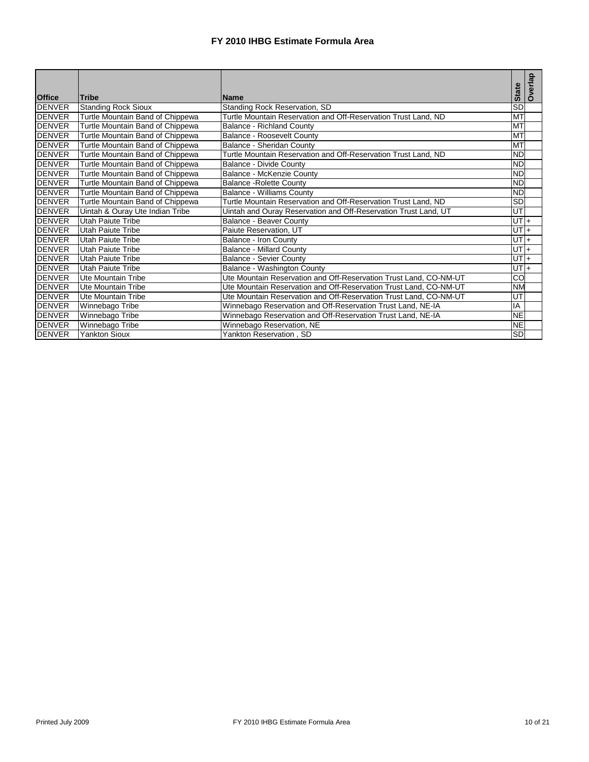# FY 2010 IHBG Estimate Formula Area

| Office | Tribe | Name | State | Overlap |
|---|---|---|---|---|
| DENVER | Standing Rock Sioux | Standing Rock Reservation, SD | SD | |
| DENVER | Turtle Mountain Band of Chippewa | Turtle Mountain Reservation and Off-Reservation Trust Land, ND | MT | |
| DENVER | Turtle Mountain Band of Chippewa | Balance - Richland County | MT | |
| DENVER | Turtle Mountain Band of Chippewa | Balance - Roosevelt County | MT | |
| DENVER | Turtle Mountain Band of Chippewa | Balance - Sheridan County | MT | |
| DENVER | Turtle Mountain Band of Chippewa | Turtle Mountain Reservation and Off-Reservation Trust Land, ND | ND | |
| DENVER | Turtle Mountain Band of Chippewa | Balance - Divide County | ND | |
| DENVER | Turtle Mountain Band of Chippewa | Balance - McKenzie County | ND | |
| DENVER | Turtle Mountain Band of Chippewa | Balance -Rolette County | ND | |
| DENVER | Turtle Mountain Band of Chippewa | Balance - Williams County | ND | |
| DENVER | Turtle Mountain Band of Chippewa | Turtle Mountain Reservation and Off-Reservation Trust Land, ND | SD | |
| DENVER | Uintah & Ouray Ute Indian Tribe | Uintah and Ouray Reservation and Off-Reservation Trust Land, UT | UT | |
| DENVER | Utah Paiute Tribe | Balance - Beaver County | UT | + |
| DENVER | Utah Paiute Tribe | Paiute Reservation, UT | UT | + |
| DENVER | Utah Paiute Tribe | Balance - Iron County | UT | + |
| DENVER | Utah Paiute Tribe | Balance - Millard County | UT | + |
| DENVER | Utah Paiute Tribe | Balance - Sevier County | UT | + |
| DENVER | Utah Paiute Tribe | Balance - Washington County | UT | + |
| DENVER | Ute Mountain Tribe | Ute Mountain Reservation and Off-Reservation Trust Land, CO-NM-UT | CO | |
| DENVER | Ute Mountain Tribe | Ute Mountain Reservation and Off-Reservation Trust Land, CO-NM-UT | NM | |
| DENVER | Ute Mountain Tribe | Ute Mountain Reservation and Off-Reservation Trust Land, CO-NM-UT | UT | |
| DENVER | Winnebago Tribe | Winnebago Reservation and Off-Reservation Trust Land, NE-IA | IA | |
| DENVER | Winnebago Tribe | Winnebago Reservation and Off-Reservation Trust Land, NE-IA | NE | |
| DENVER | Winnebago Tribe | Winnebago Reservation, NE | NE | |
| DENVER | Yankton Sioux | Yankton Reservation , SD | SD | |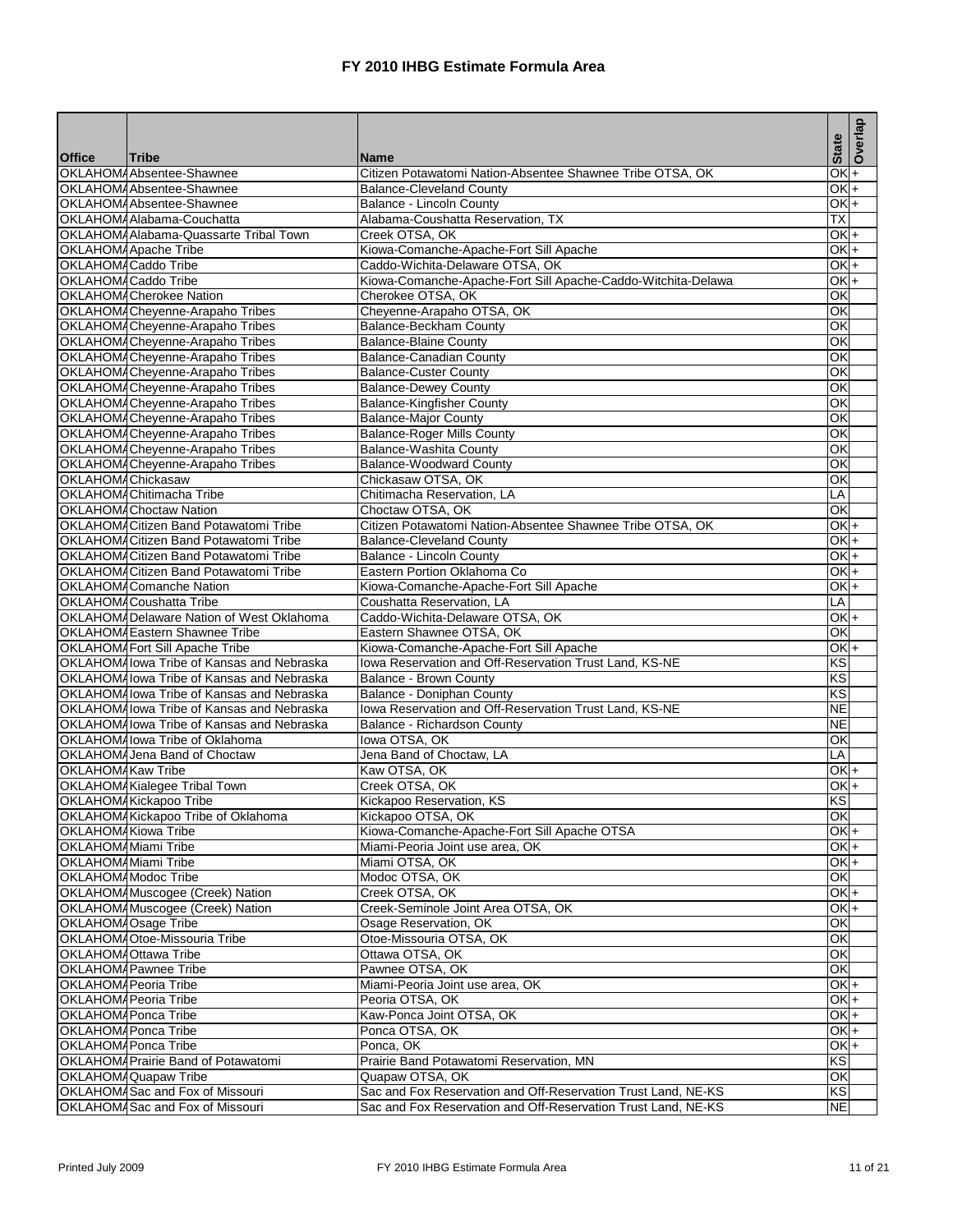# FY 2010 IHBG Estimate Formula Area

| Office | Tribe | Name | State | Overlap |
|---|---|---|---|---|
| OKLAHOMA | Absentee-Shawnee | Citizen Potawatomi Nation-Absentee Shawnee Tribe OTSA, OK | OK | + |
| OKLAHOMA | Absentee-Shawnee | Balance-Cleveland County | OK | + |
| OKLAHOMA | Absentee-Shawnee | Balance - Lincoln County | OK | + |
| OKLAHOMA | Alabama-Couchatta | Alabama-Coushatta Reservation, TX | TX | |
| OKLAHOMA | Alabama-Quassarte Tribal Town | Creek OTSA, OK | OK | + |
| OKLAHOMA | Apache Tribe | Kiowa-Comanche-Apache-Fort Sill Apache | OK | + |
| OKLAHOMA | Caddo Tribe | Caddo-Wichita-Delaware OTSA, OK | OK | + |
| OKLAHOMA | Caddo Tribe | Kiowa-Comanche-Apache-Fort Sill Apache-Caddo-Witchita-Delawa | OK | + |
| OKLAHOMA | Cherokee Nation | Cherokee OTSA, OK | OK | |
| OKLAHOMA | Cheyenne-Arapaho Tribes | Cheyenne-Arapaho OTSA, OK | OK | |
| OKLAHOMA | Cheyenne-Arapaho Tribes | Balance-Beckham County | OK | |
| OKLAHOMA | Cheyenne-Arapaho Tribes | Balance-Blaine County | OK | |
| OKLAHOMA | Cheyenne-Arapaho Tribes | Balance-Canadian County | OK | |
| OKLAHOMA | Cheyenne-Arapaho Tribes | Balance-Custer County | OK | |
| OKLAHOMA | Cheyenne-Arapaho Tribes | Balance-Dewey County | OK | |
| OKLAHOMA | Cheyenne-Arapaho Tribes | Balance-Kingfisher County | OK | |
| OKLAHOMA | Cheyenne-Arapaho Tribes | Balance-Major County | OK | |
| OKLAHOMA | Cheyenne-Arapaho Tribes | Balance-Roger Mills County | OK | |
| OKLAHOMA | Cheyenne-Arapaho Tribes | Balance-Washita County | OK | |
| OKLAHOMA | Cheyenne-Arapaho Tribes | Balance-Woodward County | OK | |
| OKLAHOMA | Chickasaw | Chickasaw OTSA, OK | OK | |
| OKLAHOMA | Chitimacha Tribe | Chitimacha Reservation, LA | LA | |
| OKLAHOMA | Choctaw Nation | Choctaw OTSA, OK | OK | |
| OKLAHOMA | Citizen Band Potawatomi Tribe | Citizen Potawatomi Nation-Absentee Shawnee Tribe OTSA, OK | OK | + |
| OKLAHOMA | Citizen Band Potawatomi Tribe | Balance-Cleveland County | OK | + |
| OKLAHOMA | Citizen Band Potawatomi Tribe | Balance - Lincoln County | OK | + |
| OKLAHOMA | Citizen Band Potawatomi Tribe | Eastern Portion Oklahoma Co | OK | + |
| OKLAHOMA | Comanche Nation | Kiowa-Comanche-Apache-Fort Sill Apache | OK | + |
| OKLAHOMA | Coushatta Tribe | Coushatta Reservation, LA | LA | |
| OKLAHOMA | Delaware Nation of West Oklahoma | Caddo-Wichita-Delaware OTSA, OK | OK | + |
| OKLAHOMA | Eastern Shawnee Tribe | Eastern Shawnee OTSA, OK | OK | |
| OKLAHOMA | Fort Sill Apache Tribe | Kiowa-Comanche-Apache-Fort Sill Apache | OK | + |
| OKLAHOMA | Iowa Tribe of Kansas and Nebraska | Iowa Reservation and Off-Reservation Trust Land, KS-NE | KS | |
| OKLAHOMA | Iowa Tribe of Kansas and Nebraska | Balance - Brown County | KS | |
| OKLAHOMA | Iowa Tribe of Kansas and Nebraska | Balance - Doniphan County | KS | |
| OKLAHOMA | Iowa Tribe of Kansas and Nebraska | Iowa Reservation and Off-Reservation Trust Land, KS-NE | NE | |
| OKLAHOMA | Iowa Tribe of Kansas and Nebraska | Balance - Richardson County | NE | |
| OKLAHOMA | Iowa Tribe of Oklahoma | Iowa OTSA, OK | OK | |
| OKLAHOMA | Jena Band of Choctaw | Jena Band of Choctaw, LA | LA | |
| OKLAHOMA | Kaw Tribe | Kaw OTSA, OK | OK | + |
| OKLAHOMA | Kialegee Tribal Town | Creek OTSA, OK | OK | + |
| OKLAHOMA | Kickapoo Tribe | Kickapoo Reservation, KS | KS | |
| OKLAHOMA | Kickapoo Tribe of Oklahoma | Kickapoo OTSA, OK | OK | |
| OKLAHOMA | Kiowa Tribe | Kiowa-Comanche-Apache-Fort Sill Apache OTSA | OK | + |
| OKLAHOMA | Miami Tribe | Miami-Peoria Joint use area, OK | OK | + |
| OKLAHOMA | Miami Tribe | Miami OTSA, OK | OK | + |
| OKLAHOMA | Modoc Tribe | Modoc OTSA, OK | OK | |
| OKLAHOMA | Muscogee (Creek) Nation | Creek OTSA, OK | OK | + |
| OKLAHOMA | Muscogee (Creek) Nation | Creek-Seminole Joint Area OTSA, OK | OK | + |
| OKLAHOMA | Osage Tribe | Osage Reservation, OK | OK | |
| OKLAHOMA | Otoe-Missouria Tribe | Otoe-Missouria OTSA, OK | OK | |
| OKLAHOMA | Ottawa Tribe | Ottawa OTSA, OK | OK | |
| OKLAHOMA | Pawnee Tribe | Pawnee OTSA, OK | OK | |
| OKLAHOMA | Peoria Tribe | Miami-Peoria Joint use area, OK | OK | + |
| OKLAHOMA | Peoria Tribe | Peoria OTSA, OK | OK | + |
| OKLAHOMA | Ponca Tribe | Kaw-Ponca Joint OTSA, OK | OK | + |
| OKLAHOMA | Ponca Tribe | Ponca OTSA, OK | OK | + |
| OKLAHOMA | Ponca Tribe | Ponca, OK | OK | + |
| OKLAHOMA | Prairie Band of Potawatomi | Prairie Band Potawatomi Reservation, MN | KS | |
| OKLAHOMA | Quapaw Tribe | Quapaw OTSA, OK | OK | |
| OKLAHOMA | Sac and Fox of Missouri | Sac and Fox Reservation and Off-Reservation Trust Land, NE-KS | KS | |
| OKLAHOMA | Sac and Fox of Missouri | Sac and Fox Reservation and Off-Reservation Trust Land, NE-KS | NE | |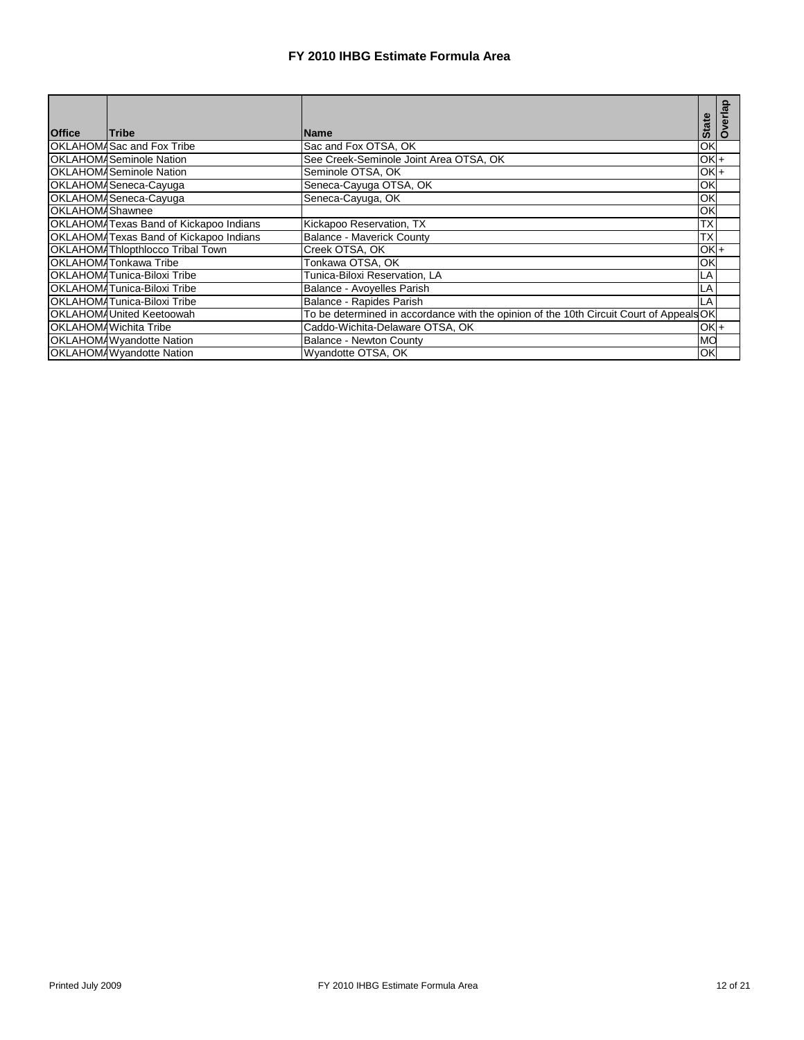# FY 2010 IHBG Estimate Formula Area

| Office | Tribe | Name | State | Overlap |
|---|---|---|---|---|
| OKLAHOMA | Sac and Fox Tribe | Sac and Fox OTSA, OK | OK | |
| OKLAHOMA | Seminole Nation | See Creek-Seminole Joint Area OTSA, OK | OK | + |
| OKLAHOMA | Seminole Nation | Seminole OTSA, OK | OK | + |
| OKLAHOMA | Seneca-Cayuga | Seneca-Cayuga OTSA, OK | OK | |
| OKLAHOMA | Seneca-Cayuga | Seneca-Cayuga, OK | OK | |
| OKLAHOMA | Shawnee | | OK | |
| OKLAHOMA | Texas Band of Kickapoo Indians | Kickapoo Reservation, TX | TX | |
| OKLAHOMA | Texas Band of Kickapoo Indians | Balance - Maverick County | TX | |
| OKLAHOMA | Thlopthlocco Tribal Town | Creek OTSA, OK | OK | + |
| OKLAHOMA | Tonkawa Tribe | Tonkawa OTSA, OK | OK | |
| OKLAHOMA | Tunica-Biloxi Tribe | Tunica-Biloxi Reservation, LA | LA | |
| OKLAHOMA | Tunica-Biloxi Tribe | Balance - Avoyelles Parish | LA | |
| OKLAHOMA | Tunica-Biloxi Tribe | Balance - Rapides Parish | LA | |
| OKLAHOMA | United Keetoowah | To be determined in accordance with the opinion of the 10th Circuit Court of Appeals | OK | |
| OKLAHOMA | Wichita Tribe | Caddo-Wichita-Delaware OTSA, OK | OK | + |
| OKLAHOMA | Wyandotte Nation | Balance - Newton County | MO | |
| OKLAHOMA | Wyandotte Nation | Wyandotte OTSA, OK | OK | |

Printed July 2009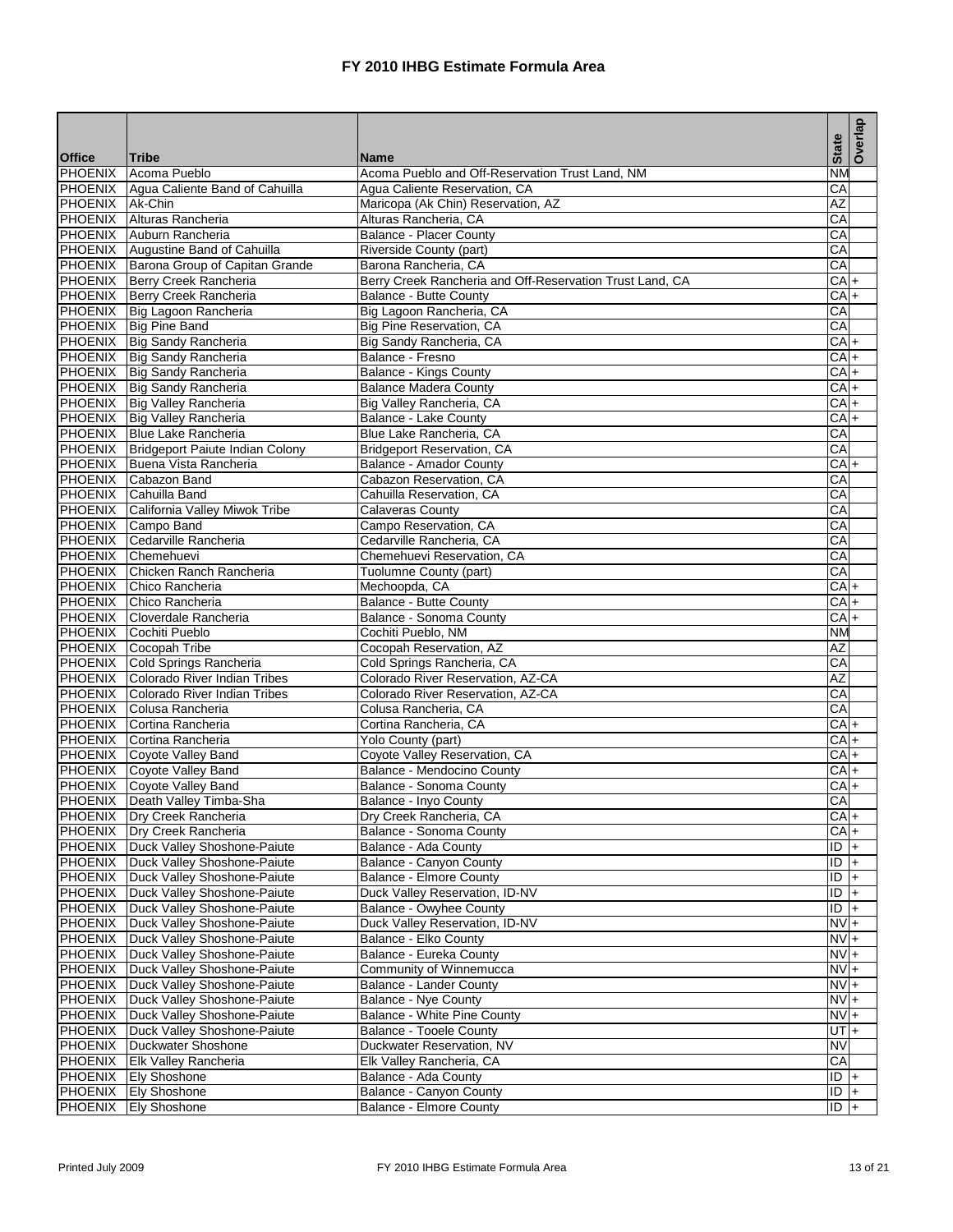# FY 2010 IHBG Estimate Formula Area

| Office | Tribe | Name | State | Overlap |
|---|---|---|---|---|
| PHOENIX | Acoma Pueblo | Acoma Pueblo and Off-Reservation Trust Land, NM | NM | |
| PHOENIX | Agua Caliente Band of Cahuilla | Agua Caliente Reservation, CA | CA | |
| PHOENIX | Ak-Chin | Maricopa (Ak Chin) Reservation, AZ | AZ | |
| PHOENIX | Alturas Rancheria | Alturas Rancheria, CA | CA | |
| PHOENIX | Auburn Rancheria | Balance - Placer County | CA | |
| PHOENIX | Augustine Band of Cahuilla | Riverside County (part) | CA | |
| PHOENIX | Barona Group of Capitan Grande | Barona Rancheria, CA | CA | |
| PHOENIX | Berry Creek Rancheria | Berry Creek Rancheria and Off-Reservation Trust Land, CA | CA | + |
| PHOENIX | Berry Creek Rancheria | Balance - Butte County | CA | + |
| PHOENIX | Big Lagoon Rancheria | Big Lagoon Rancheria, CA | CA | |
| PHOENIX | Big Pine Band | Big Pine Reservation, CA | CA | |
| PHOENIX | Big Sandy Rancheria | Big Sandy Rancheria, CA | CA | + |
| PHOENIX | Big Sandy Rancheria | Balance - Fresno | CA | + |
| PHOENIX | Big Sandy Rancheria | Balance - Kings County | CA | + |
| PHOENIX | Big Sandy Rancheria | Balance Madera County | CA | + |
| PHOENIX | Big Valley Rancheria | Big Valley Rancheria, CA | CA | + |
| PHOENIX | Big Valley Rancheria | Balance - Lake County | CA | + |
| PHOENIX | Blue Lake Rancheria | Blue Lake Rancheria, CA | CA | |
| PHOENIX | Bridgeport Paiute Indian Colony | Bridgeport Reservation, CA | CA | |
| PHOENIX | Buena Vista Rancheria | Balance - Amador County | CA | + |
| PHOENIX | Cabazon Band | Cabazon Reservation, CA | CA | |
| PHOENIX | Cahuilla Band | Cahuilla Reservation, CA | CA | |
| PHOENIX | California Valley Miwok Tribe | Calaveras County | CA | |
| PHOENIX | Campo Band | Campo Reservation, CA | CA | |
| PHOENIX | Cedarville Rancheria | Cedarville Rancheria, CA | CA | |
| PHOENIX | Chemehuevi | Chemehuevi Reservation, CA | CA | |
| PHOENIX | Chicken Ranch Rancheria | Tuolumne County (part) | CA | |
| PHOENIX | Chico Rancheria | Mechoopda, CA | CA | + |
| PHOENIX | Chico Rancheria | Balance - Butte County | CA | + |
| PHOENIX | Cloverdale Rancheria | Balance - Sonoma County | CA | + |
| PHOENIX | Cochiti Pueblo | Cochiti Pueblo, NM | NM | |
| PHOENIX | Cocopah Tribe | Cocopah Reservation, AZ | AZ | |
| PHOENIX | Cold Springs Rancheria | Cold Springs Rancheria, CA | CA | |
| PHOENIX | Colorado River Indian Tribes | Colorado River Reservation, AZ-CA | AZ | |
| PHOENIX | Colorado River Indian Tribes | Colorado River Reservation, AZ-CA | CA | |
| PHOENIX | Colusa Rancheria | Colusa Rancheria, CA | CA | |
| PHOENIX | Cortina Rancheria | Cortina Rancheria, CA | CA | + |
| PHOENIX | Cortina Rancheria | Yolo County (part) | CA | + |
| PHOENIX | Coyote Valley Band | Coyote Valley Reservation, CA | CA | + |
| PHOENIX | Coyote Valley Band | Balance - Mendocino County | CA | + |
| PHOENIX | Coyote Valley Band | Balance - Sonoma County | CA | + |
| PHOENIX | Death Valley Timba-Sha | Balance - Inyo County | CA | |
| PHOENIX | Dry Creek Rancheria | Dry Creek Rancheria, CA | CA | + |
| PHOENIX | Dry Creek Rancheria | Balance - Sonoma County | CA | + |
| PHOENIX | Duck Valley Shoshone-Paiute | Balance - Ada County | ID | + |
| PHOENIX | Duck Valley Shoshone-Paiute | Balance - Canyon County | ID | + |
| PHOENIX | Duck Valley Shoshone-Paiute | Balance - Elmore County | ID | + |
| PHOENIX | Duck Valley Shoshone-Paiute | Duck Valley Reservation, ID-NV | ID | + |
| PHOENIX | Duck Valley Shoshone-Paiute | Balance - Owyhee County | ID | + |
| PHOENIX | Duck Valley Shoshone-Paiute | Duck Valley Reservation, ID-NV | NV | + |
| PHOENIX | Duck Valley Shoshone-Paiute | Balance - Elko County | NV | + |
| PHOENIX | Duck Valley Shoshone-Paiute | Balance - Eureka County | NV | + |
| PHOENIX | Duck Valley Shoshone-Paiute | Community of Winnemucca | NV | + |
| PHOENIX | Duck Valley Shoshone-Paiute | Balance - Lander County | NV | + |
| PHOENIX | Duck Valley Shoshone-Paiute | Balance - Nye County | NV | + |
| PHOENIX | Duck Valley Shoshone-Paiute | Balance - White Pine County | NV | + |
| PHOENIX | Duck Valley Shoshone-Paiute | Balance - Tooele County | UT | + |
| PHOENIX | Duckwater Shoshone | Duckwater Reservation, NV | NV | |
| PHOENIX | Elk Valley Rancheria | Elk Valley Rancheria, CA | CA | |
| PHOENIX | Ely Shoshone | Balance - Ada County | ID | + |
| PHOENIX | Ely Shoshone | Balance - Canyon County | ID | + |
| PHOENIX | Ely Shoshone | Balance - Elmore County | ID | + |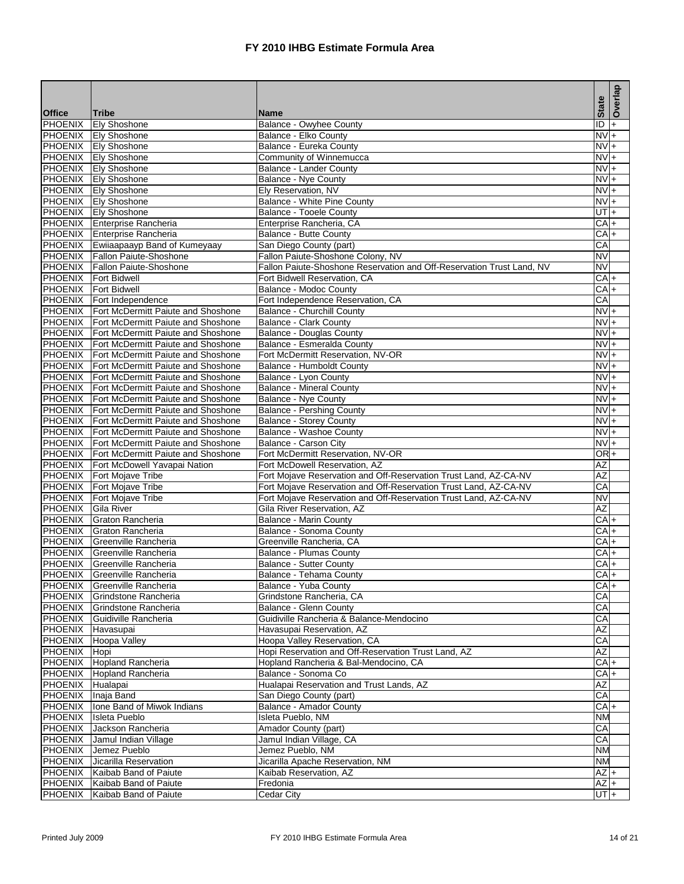# FY 2010 IHBG Estimate Formula Area

| Office | Tribe | Name | State | Overlap |
|---|---|---|---|---|
| PHOENIX | Ely Shoshone | Balance - Owyhee County | ID | + |
| PHOENIX | Ely Shoshone | Balance - Elko County | NV | + |
| PHOENIX | Ely Shoshone | Balance - Eureka County | NV | + |
| PHOENIX | Ely Shoshone | Community of Winnemucca | NV | + |
| PHOENIX | Ely Shoshone | Balance - Lander County | NV | + |
| PHOENIX | Ely Shoshone | Balance - Nye County | NV | + |
| PHOENIX | Ely Shoshone | Ely Reservation, NV | NV | + |
| PHOENIX | Ely Shoshone | Balance - White Pine County | NV | + |
| PHOENIX | Ely Shoshone | Balance - Tooele County | UT | + |
| PHOENIX | Enterprise Rancheria | Enterprise Rancheria, CA | CA | + |
| PHOENIX | Enterprise Rancheria | Balance - Butte County | CA | + |
| PHOENIX | Ewiiaapaayp Band of Kumeyaay | San Diego County (part) | CA | |
| PHOENIX | Fallon Paiute-Shoshone | Fallon Paiute-Shoshone Colony, NV | NV | |
| PHOENIX | Fallon Paiute-Shoshone | Fallon Paiute-Shoshone Reservation and Off-Reservation Trust Land, NV | NV | |
| PHOENIX | Fort Bidwell | Fort Bidwell Reservation, CA | CA | + |
| PHOENIX | Fort Bidwell | Balance - Modoc County | CA | + |
| PHOENIX | Fort Independence | Fort Independence Reservation, CA | CA | |
| PHOENIX | Fort McDermitt Paiute and Shoshone | Balance - Churchill County | NV | + |
| PHOENIX | Fort McDermitt Paiute and Shoshone | Balance - Clark County | NV | + |
| PHOENIX | Fort McDermitt Paiute and Shoshone | Balance - Douglas County | NV | + |
| PHOENIX | Fort McDermitt Paiute and Shoshone | Balance - Esmeralda County | NV | + |
| PHOENIX | Fort McDermitt Paiute and Shoshone | Fort McDermitt Reservation, NV-OR | NV | + |
| PHOENIX | Fort McDermitt Paiute and Shoshone | Balance - Humboldt County | NV | + |
| PHOENIX | Fort McDermitt Paiute and Shoshone | Balance - Lyon County | NV | + |
| PHOENIX | Fort McDermitt Paiute and Shoshone | Balance - Mineral County | NV | + |
| PHOENIX | Fort McDermitt Paiute and Shoshone | Balance - Nye County | NV | + |
| PHOENIX | Fort McDermitt Paiute and Shoshone | Balance - Pershing County | NV | + |
| PHOENIX | Fort McDermitt Paiute and Shoshone | Balance - Storey County | NV | + |
| PHOENIX | Fort McDermitt Paiute and Shoshone | Balance - Washoe County | NV | + |
| PHOENIX | Fort McDermitt Paiute and Shoshone | Balance - Carson City | NV | + |
| PHOENIX | Fort McDermitt Paiute and Shoshone | Fort McDermitt Reservation, NV-OR | OR | + |
| PHOENIX | Fort McDowell Yavapai Nation | Fort McDowell Reservation, AZ | AZ | |
| PHOENIX | Fort Mojave Tribe | Fort Mojave Reservation and Off-Reservation Trust Land, AZ-CA-NV | AZ | |
| PHOENIX | Fort Mojave Tribe | Fort Mojave Reservation and Off-Reservation Trust Land, AZ-CA-NV | CA | |
| PHOENIX | Fort Mojave Tribe | Fort Mojave Reservation and Off-Reservation Trust Land, AZ-CA-NV | NV | |
| PHOENIX | Gila River | Gila River Reservation, AZ | AZ | |
| PHOENIX | Graton Rancheria | Balance - Marin County | CA | + |
| PHOENIX | Graton Rancheria | Balance - Sonoma County | CA | + |
| PHOENIX | Greenville Rancheria | Greenville Rancheria, CA | CA | + |
| PHOENIX | Greenville Rancheria | Balance - Plumas County | CA | + |
| PHOENIX | Greenville Rancheria | Balance - Sutter County | CA | + |
| PHOENIX | Greenville Rancheria | Balance - Tehama County | CA | + |
| PHOENIX | Greenville Rancheria | Balance - Yuba County | CA | + |
| PHOENIX | Grindstone Rancheria | Grindstone Rancheria, CA | CA | |
| PHOENIX | Grindstone Rancheria | Balance - Glenn County | CA | |
| PHOENIX | Guidiville Rancheria | Guidiville Rancheria & Balance-Mendocino | CA | |
| PHOENIX | Havasupai | Havasupai Reservation, AZ | AZ | |
| PHOENIX | Hoopa Valley | Hoopa Valley Reservation, CA | CA | |
| PHOENIX | Hopi | Hopi Reservation and Off-Reservation Trust Land, AZ | AZ | |
| PHOENIX | Hopland Rancheria | Hopland Rancheria & Bal-Mendocino, CA | CA | + |
| PHOENIX | Hopland Rancheria | Balance - Sonoma Co | CA | + |
| PHOENIX | Hualapai | Hualapai Reservation and Trust Lands, AZ | AZ | |
| PHOENIX | Inaja Band | San Diego County (part) | CA | |
| PHOENIX | Ione Band of Miwok Indians | Balance - Amador County | CA | + |
| PHOENIX | Isleta Pueblo | Isleta Pueblo, NM | NM | |
| PHOENIX | Jackson Rancheria | Amador County (part) | CA | |
| PHOENIX | Jamul Indian Village | Jamul Indian Village, CA | CA | |
| PHOENIX | Jemez Pueblo | Jemez Pueblo, NM | NM | |
| PHOENIX | Jicarilla Reservation | Jicarilla Apache Reservation, NM | NM | |
| PHOENIX | Kaibab Band of Paiute | Kaibab Reservation, AZ | AZ | + |
| PHOENIX | Kaibab Band of Paiute | Fredonia | AZ | + |
| PHOENIX | Kaibab Band of Paiute | Cedar City | UT | + |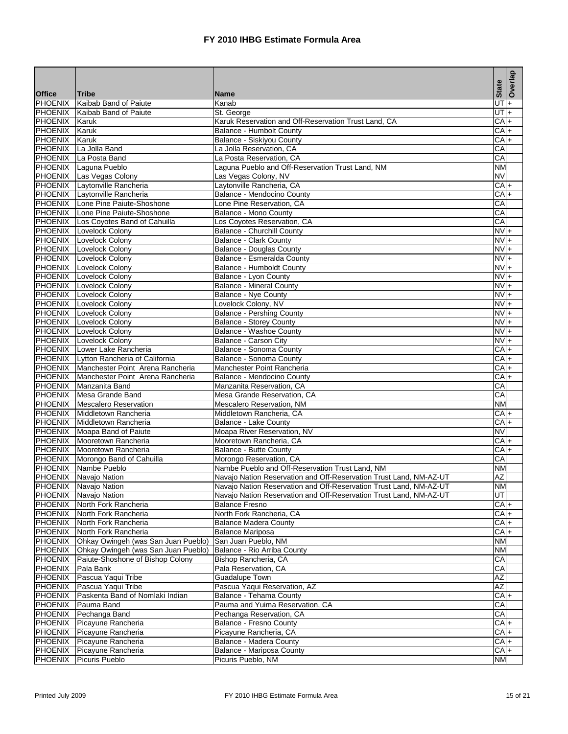# FY 2010 IHBG Estimate Formula Area

| Office | Tribe | Name | State | Overlap |
|---|---|---|---|---|
| PHOENIX | Kaibab Band of Paiute | Kanab | UT | + |
| PHOENIX | Kaibab Band of Paiute | St. George | UT | + |
| PHOENIX | Karuk | Karuk Reservation and Off-Reservation Trust Land, CA | CA | + |
| PHOENIX | Karuk | Balance - Humbolt County | CA | + |
| PHOENIX | Karuk | Balance - Siskiyou County | CA | + |
| PHOENIX | La Jolla Band | La Jolla Reservation, CA | CA | |
| PHOENIX | La Posta Band | La Posta Reservation, CA | CA | |
| PHOENIX | Laguna Pueblo | Laguna Pueblo and Off-Reservation Trust Land, NM | NM | |
| PHOENIX | Las Vegas Colony | Las Vegas Colony, NV | NV | |
| PHOENIX | Laytonville Rancheria | Laytonville Rancheria, CA | CA | + |
| PHOENIX | Laytonville Rancheria | Balance - Mendocino County | CA | + |
| PHOENIX | Lone Pine Paiute-Shoshone | Lone Pine Reservation, CA | CA | |
| PHOENIX | Lone Pine Paiute-Shoshone | Balance - Mono County | CA | |
| PHOENIX | Los Coyotes Band of Cahuilla | Los Coyotes Reservation, CA | CA | |
| PHOENIX | Lovelock Colony | Balance - Churchill County | NV | + |
| PHOENIX | Lovelock Colony | Balance - Clark County | NV | + |
| PHOENIX | Lovelock Colony | Balance - Douglas County | NV | + |
| PHOENIX | Lovelock Colony | Balance - Esmeralda County | NV | + |
| PHOENIX | Lovelock Colony | Balance - Humboldt County | NV | + |
| PHOENIX | Lovelock Colony | Balance - Lyon County | NV | + |
| PHOENIX | Lovelock Colony | Balance - Mineral County | NV | + |
| PHOENIX | Lovelock Colony | Balance - Nye County | NV | + |
| PHOENIX | Lovelock Colony | Lovelock Colony, NV | NV | + |
| PHOENIX | Lovelock Colony | Balance - Pershing County | NV | + |
| PHOENIX | Lovelock Colony | Balance - Storey County | NV | + |
| PHOENIX | Lovelock Colony | Balance - Washoe County | NV | + |
| PHOENIX | Lovelock Colony | Balance - Carson City | NV | + |
| PHOENIX | Lower Lake Rancheria | Balance - Sonoma County | CA | + |
| PHOENIX | Lytton Rancheria of California | Balance - Sonoma County | CA | + |
| PHOENIX | Manchester Point Arena Rancheria | Manchester Point Rancheria | CA | + |
| PHOENIX | Manchester Point Arena Rancheria | Balance - Mendocino County | CA | + |
| PHOENIX | Manzanita Band | Manzanita Reservation, CA | CA | |
| PHOENIX | Mesa Grande Band | Mesa Grande Reservation, CA | CA | |
| PHOENIX | Mescalero Reservation | Mescalero Reservation, NM | NM | |
| PHOENIX | Middletown Rancheria | Middletown Rancheria, CA | CA | + |
| PHOENIX | Middletown Rancheria | Balance - Lake County | CA | + |
| PHOENIX | Moapa Band of Paiute | Moapa River Reservation, NV | NV | |
| PHOENIX | Mooretown Rancheria | Mooretown Rancheria, CA | CA | + |
| PHOENIX | Mooretown Rancheria | Balance - Butte County | CA | + |
| PHOENIX | Morongo Band of Cahuilla | Morongo Reservation, CA | CA | |
| PHOENIX | Nambe Pueblo | Nambe Pueblo and Off-Reservation Trust Land, NM | NM | |
| PHOENIX | Navajo Nation | Navajo Nation Reservation and Off-Reservation Trust Land, NM-AZ-UT | AZ | |
| PHOENIX | Navajo Nation | Navajo Nation Reservation and Off-Reservation Trust Land, NM-AZ-UT | NM | |
| PHOENIX | Navajo Nation | Navajo Nation Reservation and Off-Reservation Trust Land, NM-AZ-UT | UT | |
| PHOENIX | North Fork Rancheria | Balance Fresno | CA | + |
| PHOENIX | North Fork Rancheria | North Fork Rancheria, CA | CA | + |
| PHOENIX | North Fork Rancheria | Balance Madera County | CA | + |
| PHOENIX | North Fork Rancheria | Balance Mariposa | CA | + |
| PHOENIX | Ohkay Owingeh (was San Juan Pueblo) | San Juan Pueblo, NM | NM | |
| PHOENIX | Ohkay Owingeh (was San Juan Pueblo) | Balance - Rio Arriba County | NM | |
| PHOENIX | Paiute-Shoshone of Bishop Colony | Bishop Rancheria, CA | CA | |
| PHOENIX | Pala Bank | Pala Reservation, CA | CA | |
| PHOENIX | Pascua Yaqui Tribe | Guadalupe Town | AZ | |
| PHOENIX | Pascua Yaqui Tribe | Pascua Yaqui Reservation, AZ | AZ | |
| PHOENIX | Paskenta Band of Nomlaki Indian | Balance - Tehama County | CA | + |
| PHOENIX | Pauma Band | Pauma and Yuima Reservation, CA | CA | |
| PHOENIX | Pechanga Band | Pechanga Reservation, CA | CA | |
| PHOENIX | Picayune Rancheria | Balance - Fresno County | CA | + |
| PHOENIX | Picayune Rancheria | Picayune Rancheria, CA | CA | + |
| PHOENIX | Picayune Rancheria | Balance - Madera County | CA | + |
| PHOENIX | Picayune Rancheria | Balance - Mariposa County | CA | + |
| PHOENIX | Picuris Pueblo | Picuris Pueblo, NM | NM | |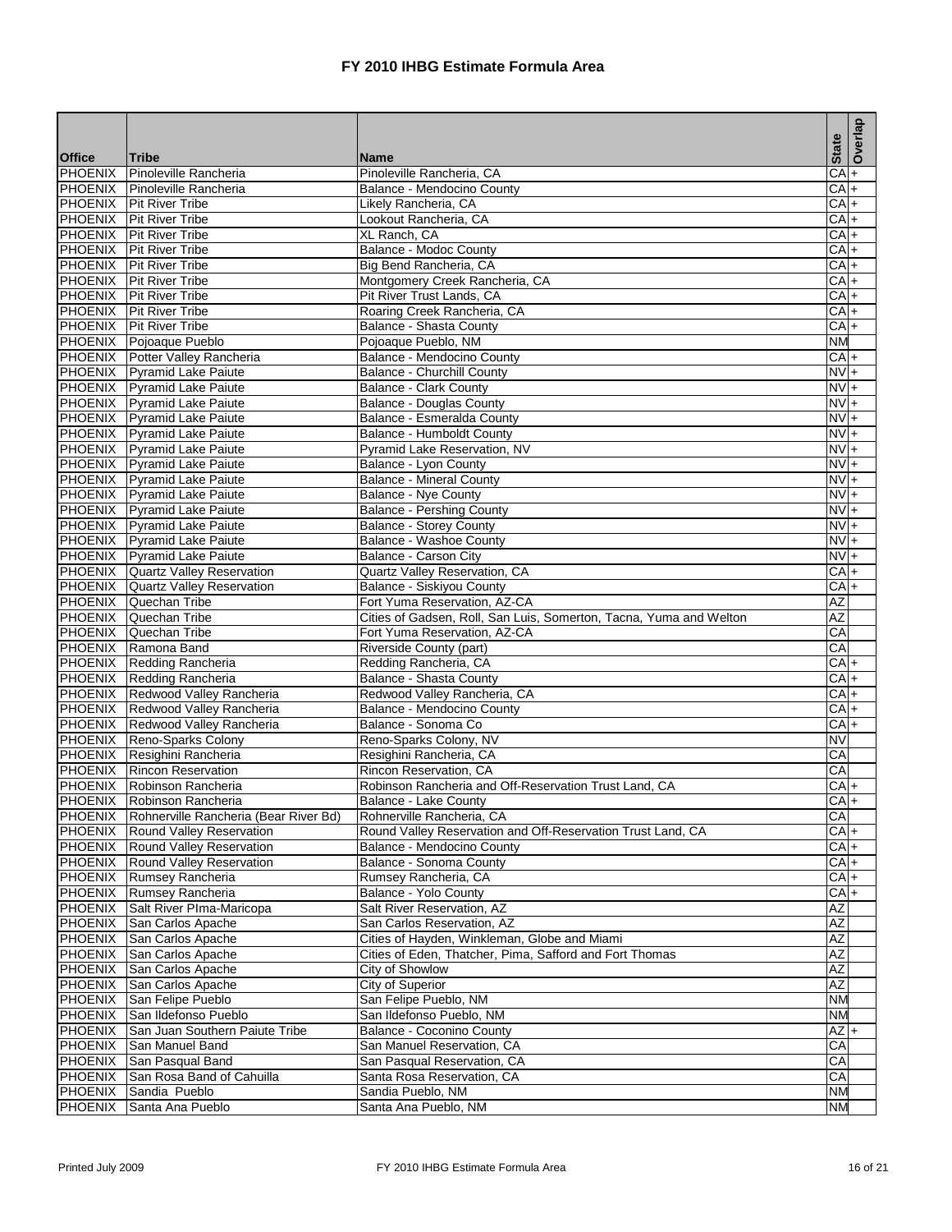# FY 2010 IHBG Estimate Formula Area

| Office | Tribe | Name | State | Overlap |
|---|---|---|---|---|
| PHOENIX | Pinoleville Rancheria | Pinoleville Rancheria, CA | CA | + |
| PHOENIX | Pinoleville Rancheria | Balance - Mendocino County | CA | + |
| PHOENIX | Pit River Tribe | Likely Rancheria, CA | CA | + |
| PHOENIX | Pit River Tribe | Lookout Rancheria, CA | CA | + |
| PHOENIX | Pit River Tribe | XL Ranch, CA | CA | + |
| PHOENIX | Pit River Tribe | Balance - Modoc County | CA | + |
| PHOENIX | Pit River Tribe | Big Bend Rancheria, CA | CA | + |
| PHOENIX | Pit River Tribe | Montgomery Creek Rancheria, CA | CA | + |
| PHOENIX | Pit River Tribe | Pit River Trust Lands, CA | CA | + |
| PHOENIX | Pit River Tribe | Roaring Creek Rancheria, CA | CA | + |
| PHOENIX | Pit River Tribe | Balance - Shasta County | CA | + |
| PHOENIX | Pojoaque Pueblo | Pojoaque Pueblo, NM | NM | |
| PHOENIX | Potter Valley Rancheria | Balance - Mendocino County | CA | + |
| PHOENIX | Pyramid Lake Paiute | Balance - Churchill County | NV | + |
| PHOENIX | Pyramid Lake Paiute | Balance - Clark County | NV | + |
| PHOENIX | Pyramid Lake Paiute | Balance - Douglas County | NV | + |
| PHOENIX | Pyramid Lake Paiute | Balance - Esmeralda County | NV | + |
| PHOENIX | Pyramid Lake Paiute | Balance - Humboldt County | NV | + |
| PHOENIX | Pyramid Lake Paiute | Pyramid Lake Reservation, NV | NV | + |
| PHOENIX | Pyramid Lake Paiute | Balance - Lyon County | NV | + |
| PHOENIX | Pyramid Lake Paiute | Balance - Mineral County | NV | + |
| PHOENIX | Pyramid Lake Paiute | Balance - Nye County | NV | + |
| PHOENIX | Pyramid Lake Paiute | Balance - Pershing County | NV | + |
| PHOENIX | Pyramid Lake Paiute | Balance - Storey County | NV | + |
| PHOENIX | Pyramid Lake Paiute | Balance - Washoe County | NV | + |
| PHOENIX | Pyramid Lake Paiute | Balance - Carson City | NV | + |
| PHOENIX | Quartz Valley Reservation | Quartz Valley Reservation, CA | CA | + |
| PHOENIX | Quartz Valley Reservation | Balance - Siskiyou County | CA | + |
| PHOENIX | Quechan Tribe | Fort Yuma Reservation, AZ-CA | AZ | |
| PHOENIX | Quechan Tribe | Cities of Gadsen, Roll, San Luis, Somerton, Tacna, Yuma and Welton | AZ | |
| PHOENIX | Quechan Tribe | Fort Yuma Reservation, AZ-CA | CA | |
| PHOENIX | Ramona Band | Riverside County (part) | CA | |
| PHOENIX | Redding Rancheria | Redding Rancheria, CA | CA | + |
| PHOENIX | Redding Rancheria | Balance - Shasta County | CA | + |
| PHOENIX | Redwood Valley Rancheria | Redwood Valley Rancheria, CA | CA | + |
| PHOENIX | Redwood Valley Rancheria | Balance - Mendocino County | CA | + |
| PHOENIX | Redwood Valley Rancheria | Balance - Sonoma Co | CA | + |
| PHOENIX | Reno-Sparks Colony | Reno-Sparks Colony, NV | NV | |
| PHOENIX | Resighini Rancheria | Resighini Rancheria, CA | CA | |
| PHOENIX | Rincon Reservation | Rincon Reservation, CA | CA | |
| PHOENIX | Robinson Rancheria | Robinson Rancheria and Off-Reservation Trust Land, CA | CA | + |
| PHOENIX | Robinson Rancheria | Balance - Lake County | CA | + |
| PHOENIX | Rohnerville Rancheria (Bear River Bd) | Rohnerville Rancheria, CA | CA | |
| PHOENIX | Round Valley Reservation | Round Valley Reservation and Off-Reservation Trust Land, CA | CA | + |
| PHOENIX | Round Valley Reservation | Balance - Mendocino County | CA | + |
| PHOENIX | Round Valley Reservation | Balance - Sonoma County | CA | + |
| PHOENIX | Rumsey Rancheria | Rumsey Rancheria, CA | CA | + |
| PHOENIX | Rumsey Rancheria | Balance - Yolo County | CA | + |
| PHOENIX | Salt River PIma-Maricopa | Salt River Reservation, AZ | AZ | |
| PHOENIX | San Carlos Apache | San Carlos Reservation, AZ | AZ | |
| PHOENIX | San Carlos Apache | Cities of Hayden, Winkleman, Globe and Miami | AZ | |
| PHOENIX | San Carlos Apache | Cities of Eden, Thatcher, Pima, Safford and Fort Thomas | AZ | |
| PHOENIX | San Carlos Apache | City of Showlow | AZ | |
| PHOENIX | San Carlos Apache | City of Superior | AZ | |
| PHOENIX | San Felipe Pueblo | San Felipe Pueblo, NM | NM | |
| PHOENIX | San Ildefonso Pueblo | San Ildefonso Pueblo, NM | NM | |
| PHOENIX | San Juan Southern Paiute Tribe | Balance - Coconino County | AZ | + |
| PHOENIX | San Manuel Band | San Manuel Reservation, CA | CA | |
| PHOENIX | San Pasqual Band | San Pasqual Reservation, CA | CA | |
| PHOENIX | San Rosa Band of Cahuilla | Santa Rosa Reservation, CA | CA | |
| PHOENIX | Sandia Pueblo | Sandia Pueblo, NM | NM | |
| PHOENIX | Santa Ana Pueblo | Santa Ana Pueblo, NM | NM | |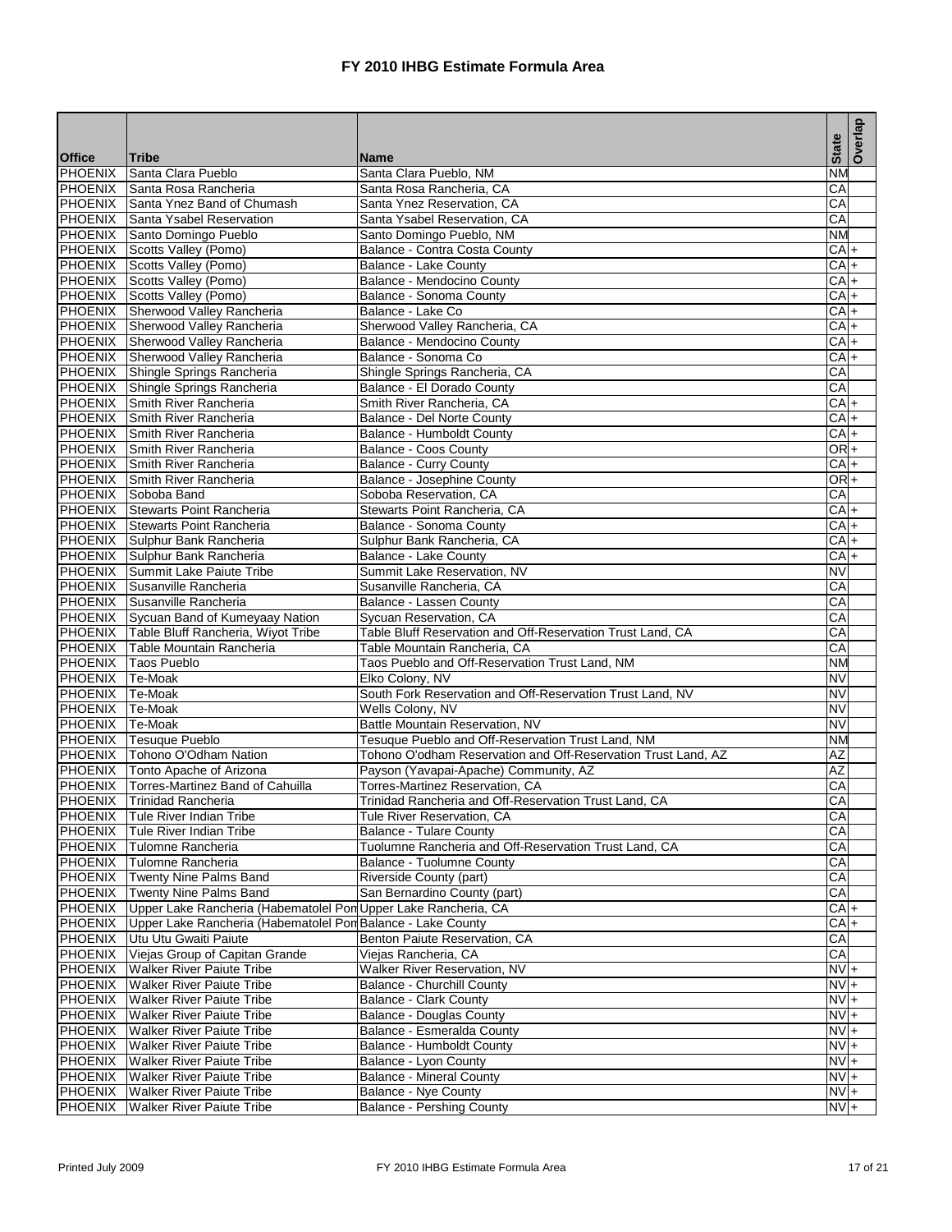# FY 2010 IHBG Estimate Formula Area

| Office | Tribe | Name | State | Overlap |
|---|---|---|---|---|
| PHOENIX | Santa Clara Pueblo | Santa Clara Pueblo, NM | NM | |
| PHOENIX | Santa Rosa Rancheria | Santa Rosa Rancheria, CA | CA | |
| PHOENIX | Santa Ynez Band of Chumash | Santa Ynez Reservation, CA | CA | |
| PHOENIX | Santa Ysabel Reservation | Santa Ysabel Reservation, CA | CA | |
| PHOENIX | Santo Domingo Pueblo | Santo Domingo Pueblo, NM | NM | |
| PHOENIX | Scotts Valley (Pomo) | Balance - Contra Costa County | CA | + |
| PHOENIX | Scotts Valley (Pomo) | Balance - Lake County | CA | + |
| PHOENIX | Scotts Valley (Pomo) | Balance - Mendocino County | CA | + |
| PHOENIX | Scotts Valley (Pomo) | Balance - Sonoma County | CA | + |
| PHOENIX | Sherwood Valley Rancheria | Balance - Lake Co | CA | + |
| PHOENIX | Sherwood Valley Rancheria | Sherwood Valley Rancheria, CA | CA | + |
| PHOENIX | Sherwood Valley Rancheria | Balance - Mendocino County | CA | + |
| PHOENIX | Sherwood Valley Rancheria | Balance - Sonoma Co | CA | + |
| PHOENIX | Shingle Springs Rancheria | Shingle Springs Rancheria, CA | CA | |
| PHOENIX | Shingle Springs Rancheria | Balance - El Dorado County | CA | |
| PHOENIX | Smith River Rancheria | Smith River Rancheria, CA | CA | + |
| PHOENIX | Smith River Rancheria | Balance - Del Norte County | CA | + |
| PHOENIX | Smith River Rancheria | Balance - Humboldt County | CA | + |
| PHOENIX | Smith River Rancheria | Balance - Coos County | OR | + |
| PHOENIX | Smith River Rancheria | Balance - Curry County | CA | + |
| PHOENIX | Smith River Rancheria | Balance - Josephine County | OR | + |
| PHOENIX | Soboba Band | Soboba Reservation, CA | CA | |
| PHOENIX | Stewarts Point Rancheria | Stewarts Point Rancheria, CA | CA | + |
| PHOENIX | Stewarts Point Rancheria | Balance - Sonoma County | CA | + |
| PHOENIX | Sulphur Bank Rancheria | Sulphur Bank Rancheria, CA | CA | + |
| PHOENIX | Sulphur Bank Rancheria | Balance - Lake County | CA | + |
| PHOENIX | Summit Lake Paiute Tribe | Summit Lake Reservation, NV | NV | |
| PHOENIX | Susanville Rancheria | Susanville Rancheria, CA | CA | |
| PHOENIX | Susanville Rancheria | Balance - Lassen County | CA | |
| PHOENIX | Sycuan Band of Kumeyaay Nation | Sycuan Reservation, CA | CA | |
| PHOENIX | Table Bluff Rancheria, Wiyot Tribe | Table Bluff Reservation and Off-Reservation Trust Land, CA | CA | |
| PHOENIX | Table Mountain Rancheria | Table Mountain Rancheria, CA | CA | |
| PHOENIX | Taos Pueblo | Taos Pueblo and Off-Reservation Trust Land, NM | NM | |
| PHOENIX | Te-Moak | Elko Colony, NV | NV | |
| PHOENIX | Te-Moak | South Fork Reservation and Off-Reservation Trust Land, NV | NV | |
| PHOENIX | Te-Moak | Wells Colony, NV | NV | |
| PHOENIX | Te-Moak | Battle Mountain Reservation, NV | NV | |
| PHOENIX | Tesuque Pueblo | Tesuque Pueblo and Off-Reservation Trust Land, NM | NM | |
| PHOENIX | Tohono O'Odham Nation | Tohono O'odham Reservation and Off-Reservation Trust Land, AZ | AZ | |
| PHOENIX | Tonto Apache of Arizona | Payson (Yavapai-Apache) Community, AZ | AZ | |
| PHOENIX | Torres-Martinez Band of Cahuilla | Torres-Martinez Reservation, CA | CA | |
| PHOENIX | Trinidad Rancheria | Trinidad Rancheria and Off-Reservation Trust Land, CA | CA | |
| PHOENIX | Tule River Indian Tribe | Tule River Reservation, CA | CA | |
| PHOENIX | Tule River Indian Tribe | Balance - Tulare County | CA | |
| PHOENIX | Tulomne Rancheria | Tuolumne Rancheria and Off-Reservation Trust Land, CA | CA | |
| PHOENIX | Tulomne Rancheria | Balance - Tuolumne County | CA | |
| PHOENIX | Twenty Nine Palms Band | Riverside County (part) | CA | |
| PHOENIX | Twenty Nine Palms Band | San Bernardino County (part) | CA | |
| PHOENIX | Upper Lake Rancheria (Habematolel Pom | Upper Lake Rancheria, CA | CA | + |
| PHOENIX | Upper Lake Rancheria (Habematolel Pom | Balance - Lake County | CA | + |
| PHOENIX | Utu Utu Gwaiti Paiute | Benton Paiute Reservation, CA | CA | |
| PHOENIX | Viejas Group of Capitan Grande | Viejas Rancheria, CA | CA | |
| PHOENIX | Walker River Paiute Tribe | Walker River Reservation, NV | NV | + |
| PHOENIX | Walker River Paiute Tribe | Balance - Churchill County | NV | + |
| PHOENIX | Walker River Paiute Tribe | Balance - Clark County | NV | + |
| PHOENIX | Walker River Paiute Tribe | Balance - Douglas County | NV | + |
| PHOENIX | Walker River Paiute Tribe | Balance - Esmeralda County | NV | + |
| PHOENIX | Walker River Paiute Tribe | Balance - Humboldt County | NV | + |
| PHOENIX | Walker River Paiute Tribe | Balance - Lyon County | NV | + |
| PHOENIX | Walker River Paiute Tribe | Balance - Mineral County | NV | + |
| PHOENIX | Walker River Paiute Tribe | Balance - Nye County | NV | + |
| PHOENIX | Walker River Paiute Tribe | Balance - Pershing County | NV | + |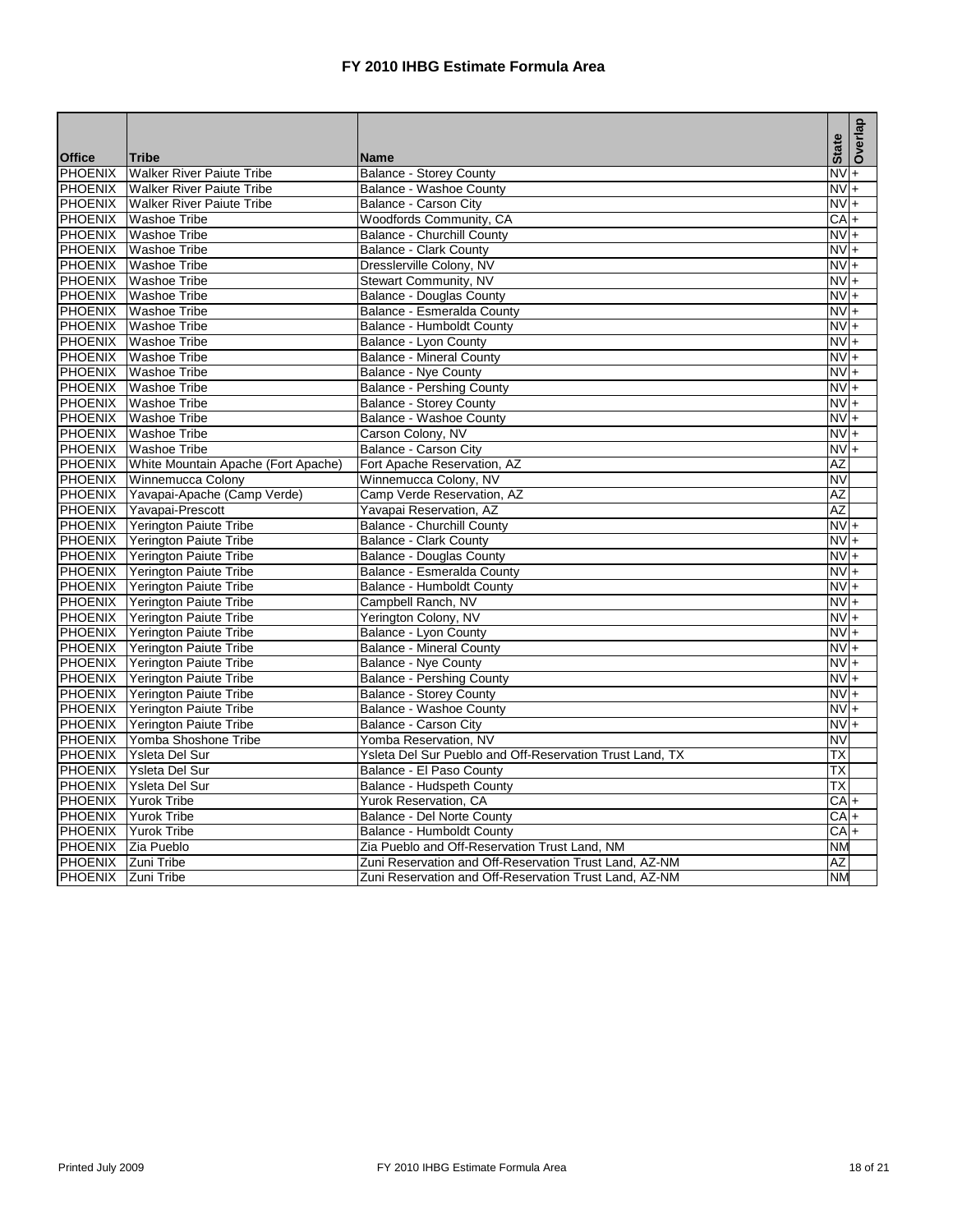# FY 2010 IHBG Estimate Formula Area

| Office | Tribe | Name | State | Overlap |
|---|---|---|---|---|
| PHOENIX | Walker River Paiute Tribe | Balance - Storey County | NV | + |
| PHOENIX | Walker River Paiute Tribe | Balance - Washoe County | NV | + |
| PHOENIX | Walker River Paiute Tribe | Balance - Carson City | NV | + |
| PHOENIX | Washoe Tribe | Woodfords Community, CA | CA | + |
| PHOENIX | Washoe Tribe | Balance - Churchill County | NV | + |
| PHOENIX | Washoe Tribe | Balance - Clark County | NV | + |
| PHOENIX | Washoe Tribe | Dresslerville Colony, NV | NV | + |
| PHOENIX | Washoe Tribe | Stewart Community, NV | NV | + |
| PHOENIX | Washoe Tribe | Balance - Douglas County | NV | + |
| PHOENIX | Washoe Tribe | Balance - Esmeralda County | NV | + |
| PHOENIX | Washoe Tribe | Balance - Humboldt County | NV | + |
| PHOENIX | Washoe Tribe | Balance - Lyon County | NV | + |
| PHOENIX | Washoe Tribe | Balance - Mineral County | NV | + |
| PHOENIX | Washoe Tribe | Balance - Nye County | NV | + |
| PHOENIX | Washoe Tribe | Balance - Pershing County | NV | + |
| PHOENIX | Washoe Tribe | Balance - Storey County | NV | + |
| PHOENIX | Washoe Tribe | Balance - Washoe County | NV | + |
| PHOENIX | Washoe Tribe | Carson Colony, NV | NV | + |
| PHOENIX | Washoe Tribe | Balance - Carson City | NV | + |
| PHOENIX | White Mountain Apache (Fort Apache) | Fort Apache Reservation, AZ | AZ | |
| PHOENIX | Winnemucca Colony | Winnemucca Colony, NV | NV | |
| PHOENIX | Yavapai-Apache (Camp Verde) | Camp Verde Reservation, AZ | AZ | |
| PHOENIX | Yavapai-Prescott | Yavapai Reservation, AZ | AZ | |
| PHOENIX | Yerington Paiute Tribe | Balance - Churchill County | NV | + |
| PHOENIX | Yerington Paiute Tribe | Balance - Clark County | NV | + |
| PHOENIX | Yerington Paiute Tribe | Balance - Douglas County | NV | + |
| PHOENIX | Yerington Paiute Tribe | Balance - Esmeralda County | NV | + |
| PHOENIX | Yerington Paiute Tribe | Balance - Humboldt County | NV | + |
| PHOENIX | Yerington Paiute Tribe | Campbell Ranch, NV | NV | + |
| PHOENIX | Yerington Paiute Tribe | Yerington Colony, NV | NV | + |
| PHOENIX | Yerington Paiute Tribe | Balance - Lyon County | NV | + |
| PHOENIX | Yerington Paiute Tribe | Balance - Mineral County | NV | + |
| PHOENIX | Yerington Paiute Tribe | Balance - Nye County | NV | + |
| PHOENIX | Yerington Paiute Tribe | Balance - Pershing County | NV | + |
| PHOENIX | Yerington Paiute Tribe | Balance - Storey County | NV | + |
| PHOENIX | Yerington Paiute Tribe | Balance - Washoe County | NV | + |
| PHOENIX | Yerington Paiute Tribe | Balance - Carson City | NV | + |
| PHOENIX | Yomba Shoshone Tribe | Yomba Reservation, NV | NV | |
| PHOENIX | Ysleta Del Sur | Ysleta Del Sur Pueblo and Off-Reservation Trust Land, TX | TX | |
| PHOENIX | Ysleta Del Sur | Balance - El Paso County | TX | |
| PHOENIX | Ysleta Del Sur | Balance - Hudspeth County | TX | |
| PHOENIX | Yurok Tribe | Yurok Reservation, CA | CA | + |
| PHOENIX | Yurok Tribe | Balance - Del Norte County | CA | + |
| PHOENIX | Yurok Tribe | Balance - Humboldt County | CA | + |
| PHOENIX | Zia Pueblo | Zia Pueblo and Off-Reservation Trust Land, NM | NM | |
| PHOENIX | Zuni Tribe | Zuni Reservation and Off-Reservation Trust Land, AZ-NM | AZ | |
| PHOENIX | Zuni Tribe | Zuni Reservation and Off-Reservation Trust Land, AZ-NM | NM | |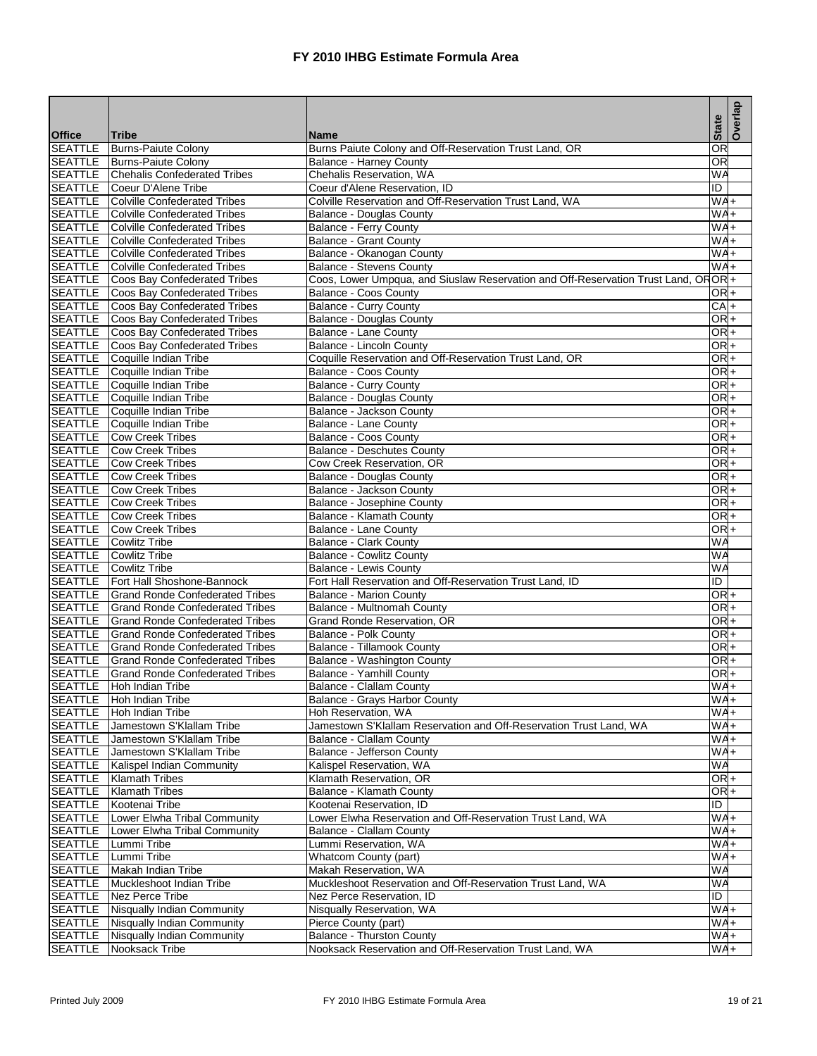# FY 2010 IHBG Estimate Formula Area

| Office | Tribe | Name | State | Overlap |
|---|---|---|---|---|
| SEATTLE | Burns-Paiute Colony | Burns Paiute Colony and Off-Reservation Trust Land, OR | OR | |
| SEATTLE | Burns-Paiute Colony | Balance - Harney County | OR | |
| SEATTLE | Chehalis Confederated Tribes | Chehalis Reservation, WA | WA | |
| SEATTLE | Coeur D'Alene Tribe | Coeur d'Alene Reservation, ID | ID | |
| SEATTLE | Colville Confederated Tribes | Colville Reservation and Off-Reservation Trust Land, WA | WA | + |
| SEATTLE | Colville Confederated Tribes | Balance - Douglas County | WA | + |
| SEATTLE | Colville Confederated Tribes | Balance - Ferry County | WA | + |
| SEATTLE | Colville Confederated Tribes | Balance - Grant County | WA | + |
| SEATTLE | Colville Confederated Tribes | Balance - Okanogan County | WA | + |
| SEATTLE | Colville Confederated Tribes | Balance - Stevens County | WA | + |
| SEATTLE | Coos Bay Confederated Tribes | Coos, Lower Umpqua, and Siuslaw Reservation and Off-Reservation Trust Land, OR | OR | + |
| SEATTLE | Coos Bay Confederated Tribes | Balance - Coos County | OR | + |
| SEATTLE | Coos Bay Confederated Tribes | Balance - Curry County | CA | + |
| SEATTLE | Coos Bay Confederated Tribes | Balance - Douglas County | OR | + |
| SEATTLE | Coos Bay Confederated Tribes | Balance - Lane County | OR | + |
| SEATTLE | Coos Bay Confederated Tribes | Balance - Lincoln County | OR | + |
| SEATTLE | Coquille Indian Tribe | Coquille Reservation and Off-Reservation Trust Land, OR | OR | + |
| SEATTLE | Coquille Indian Tribe | Balance - Coos County | OR | + |
| SEATTLE | Coquille Indian Tribe | Balance - Curry County | OR | + |
| SEATTLE | Coquille Indian Tribe | Balance - Douglas County | OR | + |
| SEATTLE | Coquille Indian Tribe | Balance - Jackson County | OR | + |
| SEATTLE | Coquille Indian Tribe | Balance - Lane County | OR | + |
| SEATTLE | Cow Creek Tribes | Balance - Coos County | OR | + |
| SEATTLE | Cow Creek Tribes | Balance - Deschutes County | OR | + |
| SEATTLE | Cow Creek Tribes | Cow Creek Reservation, OR | OR | + |
| SEATTLE | Cow Creek Tribes | Balance - Douglas County | OR | + |
| SEATTLE | Cow Creek Tribes | Balance - Jackson County | OR | + |
| SEATTLE | Cow Creek Tribes | Balance - Josephine County | OR | + |
| SEATTLE | Cow Creek Tribes | Balance - Klamath County | OR | + |
| SEATTLE | Cow Creek Tribes | Balance - Lane County | OR | + |
| SEATTLE | Cowlitz Tribe | Balance - Clark County | WA | |
| SEATTLE | Cowlitz Tribe | Balance - Cowlitz County | WA | |
| SEATTLE | Cowlitz Tribe | Balance - Lewis County | WA | |
| SEATTLE | Fort Hall Shoshone-Bannock | Fort Hall Reservation and Off-Reservation Trust Land, ID | ID | |
| SEATTLE | Grand Ronde Confederated Tribes | Balance - Marion County | OR | + |
| SEATTLE | Grand Ronde Confederated Tribes | Balance - Multnomah County | OR | + |
| SEATTLE | Grand Ronde Confederated Tribes | Grand Ronde Reservation, OR | OR | + |
| SEATTLE | Grand Ronde Confederated Tribes | Balance - Polk County | OR | + |
| SEATTLE | Grand Ronde Confederated Tribes | Balance - Tillamook County | OR | + |
| SEATTLE | Grand Ronde Confederated Tribes | Balance - Washington County | OR | + |
| SEATTLE | Grand Ronde Confederated Tribes | Balance - Yamhill County | OR | + |
| SEATTLE | Hoh Indian Tribe | Balance - Clallam County | WA | + |
| SEATTLE | Hoh Indian Tribe | Balance - Grays Harbor County | WA | + |
| SEATTLE | Hoh Indian Tribe | Hoh Reservation, WA | WA | + |
| SEATTLE | Jamestown S'Klallam Tribe | Jamestown S'Klallam Reservation and Off-Reservation Trust Land, WA | WA | + |
| SEATTLE | Jamestown S'Klallam Tribe | Balance - Clallam County | WA | + |
| SEATTLE | Jamestown S'Klallam Tribe | Balance - Jefferson County | WA | + |
| SEATTLE | Kalispel Indian Community | Kalispel Reservation, WA | WA | |
| SEATTLE | Klamath Tribes | Klamath Reservation, OR | OR | + |
| SEATTLE | Klamath Tribes | Balance - Klamath County | OR | + |
| SEATTLE | Kootenai Tribe | Kootenai Reservation, ID | ID | |
| SEATTLE | Lower Elwha Tribal Community | Lower Elwha Reservation and Off-Reservation Trust Land, WA | WA | + |
| SEATTLE | Lower Elwha Tribal Community | Balance - Clallam County | WA | + |
| SEATTLE | Lummi Tribe | Lummi Reservation, WA | WA | + |
| SEATTLE | Lummi Tribe | Whatcom County (part) | WA | + |
| SEATTLE | Makah Indian Tribe | Makah Reservation, WA | WA | |
| SEATTLE | Muckleshoot Indian Tribe | Muckleshoot Reservation and Off-Reservation Trust Land, WA | WA | |
| SEATTLE | Nez Perce Tribe | Nez Perce Reservation, ID | ID | |
| SEATTLE | Nisqually Indian Community | Nisqually Reservation, WA | WA | + |
| SEATTLE | Nisqually Indian Community | Pierce County (part) | WA | + |
| SEATTLE | Nisqually Indian Community | Balance - Thurston County | WA | + |
| SEATTLE | Nooksack Tribe | Nooksack Reservation and Off-Reservation Trust Land, WA | WA | + |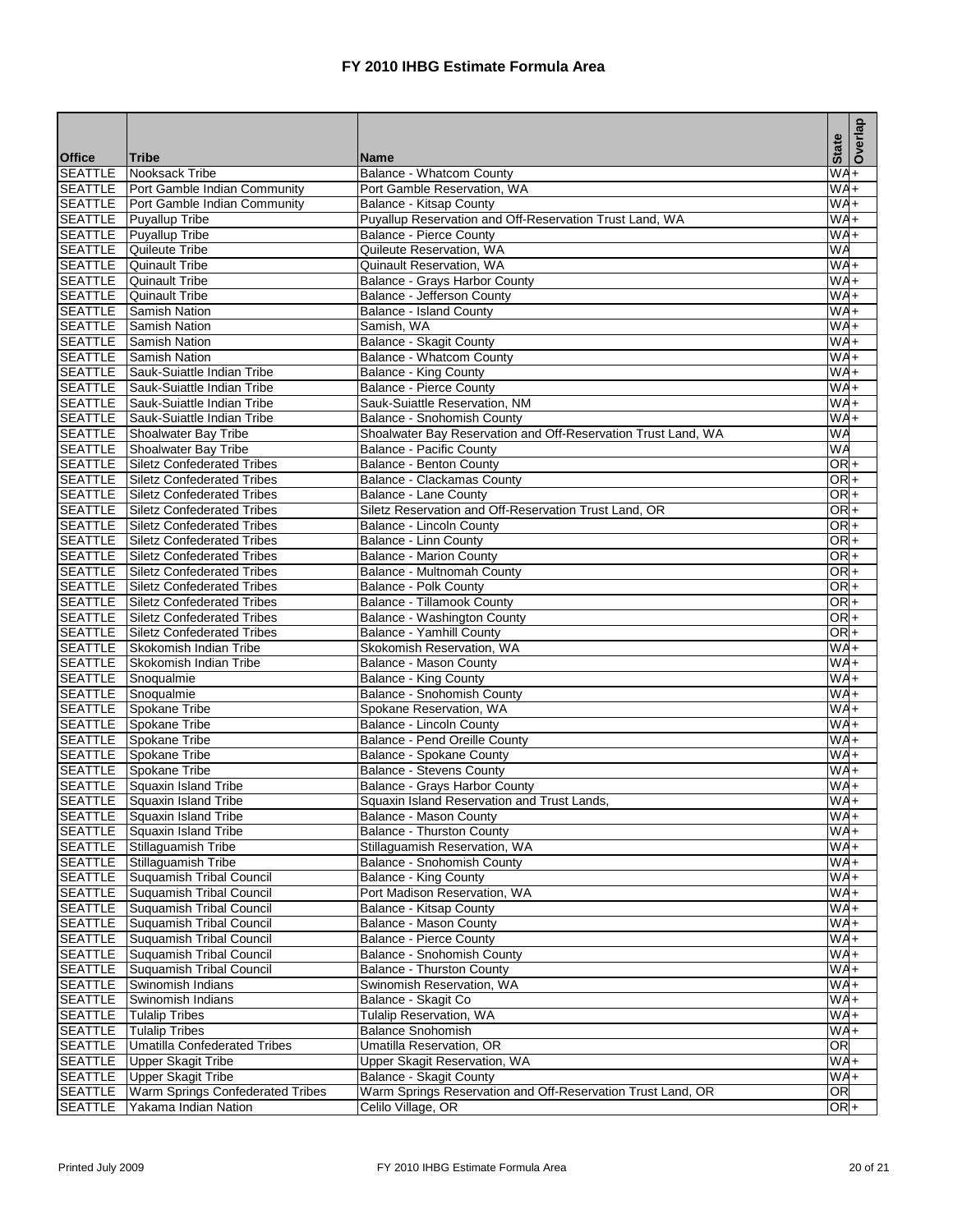# FY 2010 IHBG Estimate Formula Area

| Office | Tribe | Name | State | Overlap |
|---|---|---|---|---|
| SEATTLE | Nooksack Tribe | Balance - Whatcom County | WA | + |
| SEATTLE | Port Gamble Indian Community | Port Gamble Reservation, WA | WA | + |
| SEATTLE | Port Gamble Indian Community | Balance - Kitsap County | WA | + |
| SEATTLE | Puyallup Tribe | Puyallup Reservation and Off-Reservation Trust Land, WA | WA | + |
| SEATTLE | Puyallup Tribe | Balance - Pierce County | WA | + |
| SEATTLE | Quileute Tribe | Quileute Reservation, WA | WA | |
| SEATTLE | Quinault Tribe | Quinault Reservation, WA | WA | + |
| SEATTLE | Quinault Tribe | Balance - Grays Harbor County | WA | + |
| SEATTLE | Quinault Tribe | Balance - Jefferson County | WA | + |
| SEATTLE | Samish Nation | Balance - Island County | WA | + |
| SEATTLE | Samish Nation | Samish, WA | WA | + |
| SEATTLE | Samish Nation | Balance - Skagit County | WA | + |
| SEATTLE | Samish Nation | Balance - Whatcom County | WA | + |
| SEATTLE | Sauk-Suiattle Indian Tribe | Balance - King County | WA | + |
| SEATTLE | Sauk-Suiattle Indian Tribe | Balance - Pierce County | WA | + |
| SEATTLE | Sauk-Suiattle Indian Tribe | Sauk-Suiattle Reservation, NM | WA | + |
| SEATTLE | Sauk-Suiattle Indian Tribe | Balance - Snohomish County | WA | + |
| SEATTLE | Shoalwater Bay Tribe | Shoalwater Bay Reservation and Off-Reservation Trust Land, WA | WA | |
| SEATTLE | Shoalwater Bay Tribe | Balance - Pacific County | WA | |
| SEATTLE | Siletz Confederated Tribes | Balance - Benton County | OR | + |
| SEATTLE | Siletz Confederated Tribes | Balance - Clackamas County | OR | + |
| SEATTLE | Siletz Confederated Tribes | Balance - Lane County | OR | + |
| SEATTLE | Siletz Confederated Tribes | Siletz Reservation and Off-Reservation Trust Land, OR | OR | + |
| SEATTLE | Siletz Confederated Tribes | Balance - Lincoln County | OR | + |
| SEATTLE | Siletz Confederated Tribes | Balance - Linn County | OR | + |
| SEATTLE | Siletz Confederated Tribes | Balance - Marion County | OR | + |
| SEATTLE | Siletz Confederated Tribes | Balance - Multnomah County | OR | + |
| SEATTLE | Siletz Confederated Tribes | Balance - Polk County | OR | + |
| SEATTLE | Siletz Confederated Tribes | Balance - Tillamook County | OR | + |
| SEATTLE | Siletz Confederated Tribes | Balance - Washington County | OR | + |
| SEATTLE | Siletz Confederated Tribes | Balance - Yamhill County | OR | + |
| SEATTLE | Skokomish Indian Tribe | Skokomish Reservation, WA | WA | + |
| SEATTLE | Skokomish Indian Tribe | Balance - Mason County | WA | + |
| SEATTLE | Snoqualmie | Balance - King County | WA | + |
| SEATTLE | Snoqualmie | Balance - Snohomish County | WA | + |
| SEATTLE | Spokane Tribe | Spokane Reservation, WA | WA | + |
| SEATTLE | Spokane Tribe | Balance - Lincoln County | WA | + |
| SEATTLE | Spokane Tribe | Balance - Pend Oreille County | WA | + |
| SEATTLE | Spokane Tribe | Balance - Spokane County | WA | + |
| SEATTLE | Spokane Tribe | Balance - Stevens County | WA | + |
| SEATTLE | Squaxin Island Tribe | Balance - Grays Harbor County | WA | + |
| SEATTLE | Squaxin Island Tribe | Squaxin Island Reservation and Trust Lands, | WA | + |
| SEATTLE | Squaxin Island Tribe | Balance - Mason County | WA | + |
| SEATTLE | Squaxin Island Tribe | Balance - Thurston County | WA | + |
| SEATTLE | Stillaguamish Tribe | Stillaguamish Reservation, WA | WA | + |
| SEATTLE | Stillaguamish Tribe | Balance - Snohomish County | WA | + |
| SEATTLE | Suquamish Tribal Council | Balance - King County | WA | + |
| SEATTLE | Suquamish Tribal Council | Port Madison Reservation, WA | WA | + |
| SEATTLE | Suquamish Tribal Council | Balance - Kitsap County | WA | + |
| SEATTLE | Suquamish Tribal Council | Balance - Mason County | WA | + |
| SEATTLE | Suquamish Tribal Council | Balance - Pierce County | WA | + |
| SEATTLE | Suquamish Tribal Council | Balance - Snohomish County | WA | + |
| SEATTLE | Suquamish Tribal Council | Balance - Thurston County | WA | + |
| SEATTLE | Swinomish Indians | Swinomish Reservation, WA | WA | + |
| SEATTLE | Swinomish Indians | Balance - Skagit Co | WA | + |
| SEATTLE | Tulalip Tribes | Tulalip Reservation, WA | WA | + |
| SEATTLE | Tulalip Tribes | Balance Snohomish | WA | + |
| SEATTLE | Umatilla Confederated Tribes | Umatilla Reservation, OR | OR | |
| SEATTLE | Upper Skagit Tribe | Upper Skagit Reservation, WA | WA | + |
| SEATTLE | Upper Skagit Tribe | Balance - Skagit County | WA | + |
| SEATTLE | Warm Springs Confederated Tribes | Warm Springs Reservation and Off-Reservation Trust Land, OR | OR | |
| SEATTLE | Yakama Indian Nation | Celilo Village, OR | OR | + |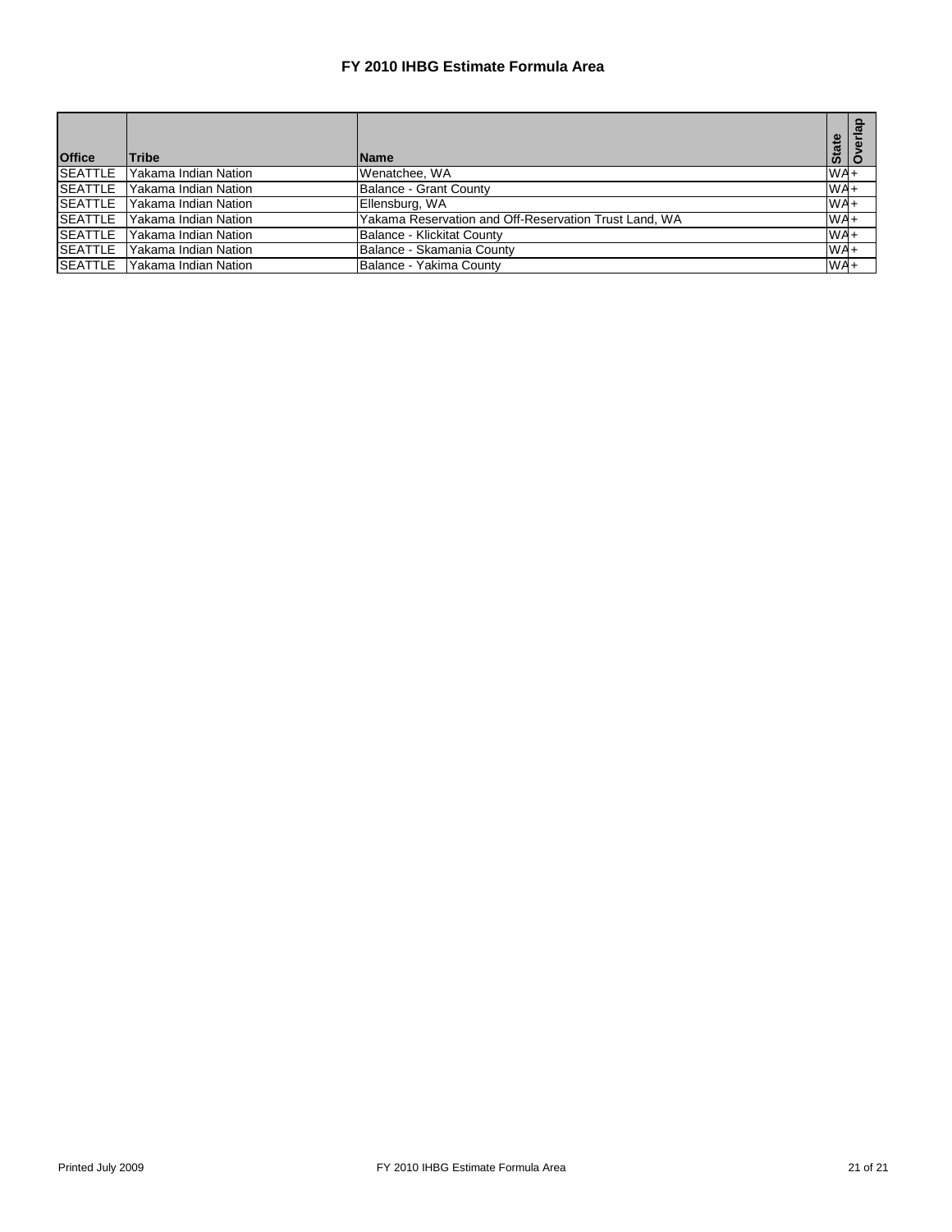# FY 2010 IHBG Estimate Formula Area

| Office | Tribe | Name | State | Overlap |
|---|---|---|---|---|
| SEATTLE | Yakama Indian Nation | Wenatchee, WA | WA | + |
| SEATTLE | Yakama Indian Nation | Balance - Grant County | WA | + |
| SEATTLE | Yakama Indian Nation | Ellensburg, WA | WA | + |
| SEATTLE | Yakama Indian Nation | Yakama Reservation and Off-Reservation Trust Land, WA | WA | + |
| SEATTLE | Yakama Indian Nation | Balance - Klickitat County | WA | + |
| SEATTLE | Yakama Indian Nation | Balance - Skamania County | WA | + |
| SEATTLE | Yakama Indian Nation | Balance - Yakima County | WA | + |